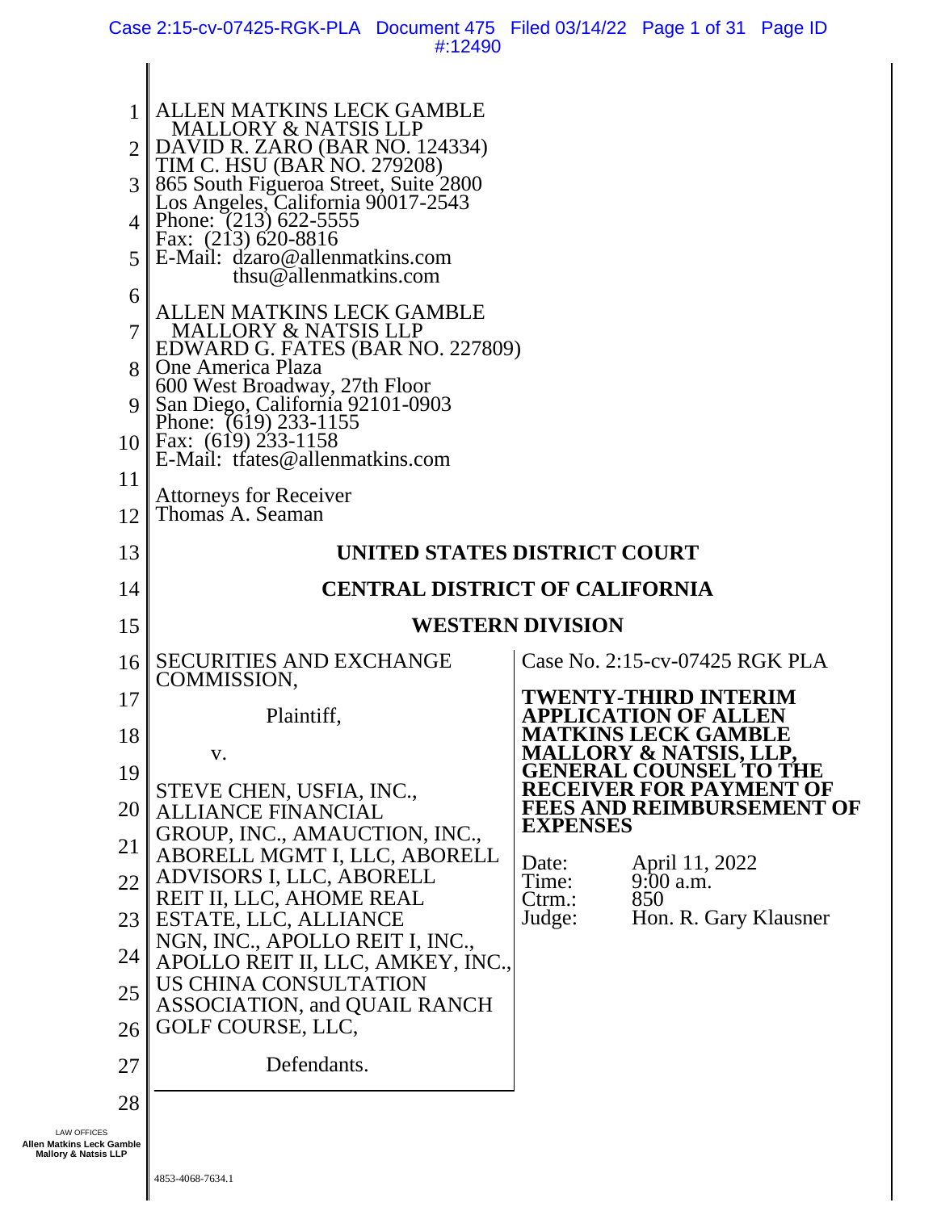ALLEN MATKINS LECK GAMBLE
MALLORY & NATSIS LLP
DAVID R. ZARO (BAR NO. 124334)
TIM C. HSU (BAR NO. 279208)
865 South Figueroa Street, Suite 2800
Los Angeles, California 90017-2543
Phone: (213) 622-5555
Fax: (213) 620-8816
E-Mail: dzaro@allenmatkins.com
thsu@allenmatkins.com

ALLEN MATKINS LECK GAMBLE
MALLORY & NATSIS LLP
EDWARD G. FATES (BAR NO. 227809)
One America Plaza
600 West Broadway, 27th Floor
San Diego, California 92101-0903
Phone: (619) 233-1155
Fax: (619) 233-1158
E-Mail: tfates@allenmatkins.com

Attorneys for Receiver
Thomas A. Seaman

**UNITED STATES DISTRICT COURT**

**CENTRAL DISTRICT OF CALIFORNIA**

**WESTERN DIVISION**

| | |
|---|---|
| SECURITIES AND EXCHANGE COMMISSION,<br><br>Plaintiff,<br><br>v.<br><br>STEVE CHEN, USFIA, INC., ALLIANCE FINANCIAL GROUP, INC., AMAUCTION, INC., ABORELL MGMT I, LLC, ABORELL ADVISORS I, LLC, ABORELL REIT II, LLC, AHOME REAL ESTATE, LLC, ALLIANCE NGN, INC., APOLLO REIT I, INC., APOLLO REIT II, LLC, AMKEY, INC., US CHINA CONSULTATION ASSOCIATION, and QUAIL RANCH GOLF COURSE, LLC,<br><br>Defendants. | Case No. 2:15-cv-07425 RGK PLA<br><br>**TWENTY-THIRD INTERIM APPLICATION OF ALLEN MATKINS LECK GAMBLE MALLORY & NATSIS, LLP, GENERAL COUNSEL TO THE RECEIVER FOR PAYMENT OF FEES AND REIMBURSEMENT OF EXPENSES**<br><br>Date: April 11, 2022<br>Time: 9:00 a.m.<br>Ctrm.: 850<br>Judge: Hon. R. Gary Klausner |

4853-4068-7634.1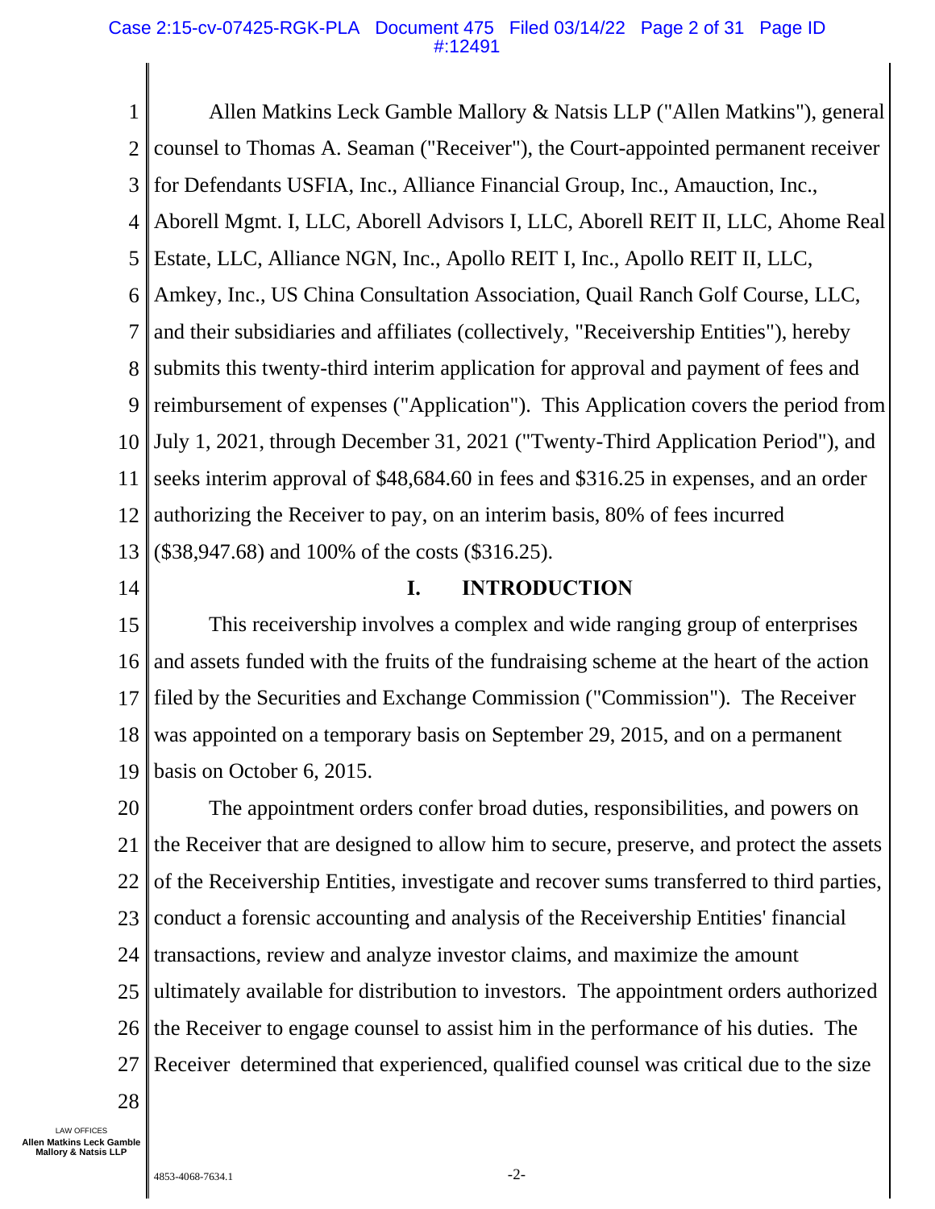Allen Matkins Leck Gamble Mallory & Natsis LLP ("Allen Matkins"), general counsel to Thomas A. Seaman ("Receiver"), the Court-appointed permanent receiver for Defendants USFIA, Inc., Alliance Financial Group, Inc., Amauction, Inc., Aborell Mgmt. I, LLC, Aborell Advisors I, LLC, Aborell REIT II, LLC, Ahome Real Estate, LLC, Alliance NGN, Inc., Apollo REIT I, Inc., Apollo REIT II, LLC, Amkey, Inc., US China Consultation Association, Quail Ranch Golf Course, LLC, and their subsidiaries and affiliates (collectively, "Receivership Entities"), hereby submits this twenty-third interim application for approval and payment of fees and reimbursement of expenses ("Application"). This Application covers the period from July 1, 2021, through December 31, 2021 ("Twenty-Third Application Period"), and seeks interim approval of $48,684.60 in fees and $316.25 in expenses, and an order authorizing the Receiver to pay, on an interim basis, 80% of fees incurred ($38,947.68) and 100% of the costs ($316.25).

## I. INTRODUCTION

This receivership involves a complex and wide ranging group of enterprises and assets funded with the fruits of the fundraising scheme at the heart of the action filed by the Securities and Exchange Commission ("Commission"). The Receiver was appointed on a temporary basis on September 29, 2015, and on a permanent basis on October 6, 2015.

The appointment orders confer broad duties, responsibilities, and powers on the Receiver that are designed to allow him to secure, preserve, and protect the assets of the Receivership Entities, investigate and recover sums transferred to third parties, conduct a forensic accounting and analysis of the Receivership Entities' financial transactions, review and analyze investor claims, and maximize the amount ultimately available for distribution to investors. The appointment orders authorized the Receiver to engage counsel to assist him in the performance of his duties. The Receiver determined that experienced, qualified counsel was critical due to the size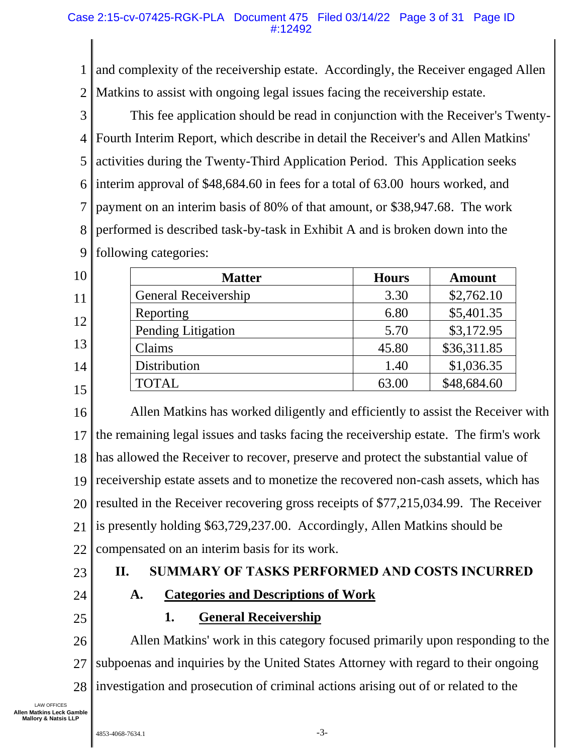and complexity of the receivership estate. Accordingly, the Receiver engaged Allen Matkins to assist with ongoing legal issues facing the receivership estate.

This fee application should be read in conjunction with the Receiver's Twenty-Fourth Interim Report, which describe in detail the Receiver's and Allen Matkins' activities during the Twenty-Third Application Period. This Application seeks interim approval of $48,684.60 in fees for a total of 63.00 hours worked, and payment on an interim basis of 80% of that amount, or $38,947.68. The work performed is described task-by-task in Exhibit A and is broken down into the following categories:

| Matter | Hours | Amount |
|---|---|---|
| General Receivership | 3.30 | $2,762.10 |
| Reporting | 6.80 | $5,401.35 |
| Pending Litigation | 5.70 | $3,172.95 |
| Claims | 45.80 | $36,311.85 |
| Distribution | 1.40 | $1,036.35 |
| TOTAL | 63.00 | $48,684.60 |

Allen Matkins has worked diligently and efficiently to assist the Receiver with the remaining legal issues and tasks facing the receivership estate. The firm's work has allowed the Receiver to recover, preserve and protect the substantial value of receivership estate assets and to monetize the recovered non-cash assets, which has resulted in the Receiver recovering gross receipts of $77,215,034.99. The Receiver is presently holding $63,729,237.00. Accordingly, Allen Matkins should be compensated on an interim basis for its work.

## II. SUMMARY OF TASKS PERFORMED AND COSTS INCURRED

### A. Categories and Descriptions of Work

#### 1. General Receivership

Allen Matkins' work in this category focused primarily upon responding to the subpoenas and inquiries by the United States Attorney with regard to their ongoing investigation and prosecution of criminal actions arising out of or related to the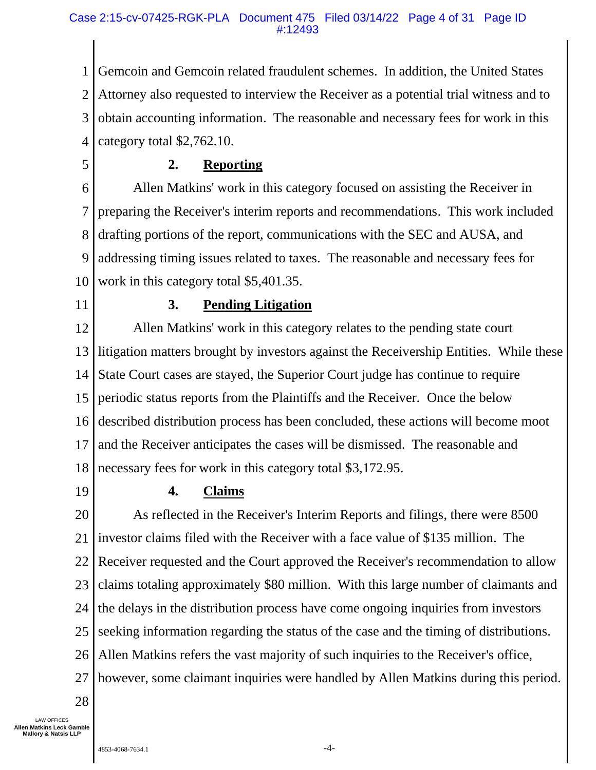Gemcoin and Gemcoin related fraudulent schemes. In addition, the United States Attorney also requested to interview the Receiver as a potential trial witness and to obtain accounting information. The reasonable and necessary fees for work in this category total $2,762.10.

### 2. Reporting

Allen Matkins' work in this category focused on assisting the Receiver in preparing the Receiver's interim reports and recommendations. This work included drafting portions of the report, communications with the SEC and AUSA, and addressing timing issues related to taxes. The reasonable and necessary fees for work in this category total $5,401.35.

### 3. Pending Litigation

Allen Matkins' work in this category relates to the pending state court litigation matters brought by investors against the Receivership Entities. While these State Court cases are stayed, the Superior Court judge has continue to require periodic status reports from the Plaintiffs and the Receiver. Once the below described distribution process has been concluded, these actions will become moot and the Receiver anticipates the cases will be dismissed. The reasonable and necessary fees for work in this category total $3,172.95.

### 4. Claims

As reflected in the Receiver's Interim Reports and filings, there were 8500 investor claims filed with the Receiver with a face value of $135 million. The Receiver requested and the Court approved the Receiver's recommendation to allow claims totaling approximately $80 million. With this large number of claimants and the delays in the distribution process have come ongoing inquiries from investors seeking information regarding the status of the case and the timing of distributions. Allen Matkins refers the vast majority of such inquiries to the Receiver's office, however, some claimant inquiries were handled by Allen Matkins during this period.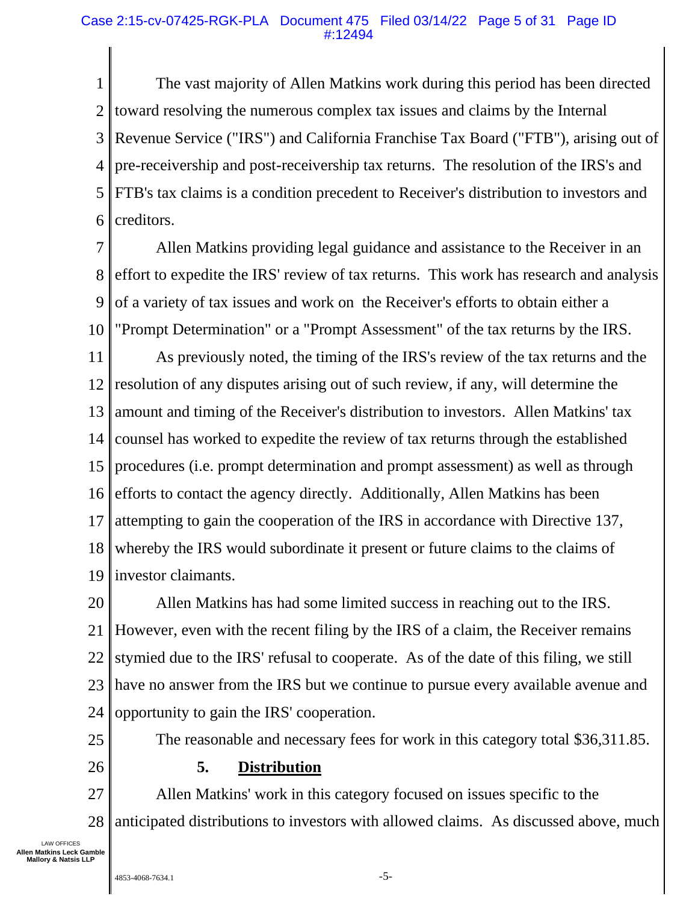The vast majority of Allen Matkins work during this period has been directed toward resolving the numerous complex tax issues and claims by the Internal Revenue Service ("IRS") and California Franchise Tax Board ("FTB"), arising out of pre-receivership and post-receivership tax returns. The resolution of the IRS's and FTB's tax claims is a condition precedent to Receiver's distribution to investors and creditors.

Allen Matkins providing legal guidance and assistance to the Receiver in an effort to expedite the IRS' review of tax returns. This work has research and analysis of a variety of tax issues and work on the Receiver's efforts to obtain either a "Prompt Determination" or a "Prompt Assessment" of the tax returns by the IRS.

As previously noted, the timing of the IRS's review of the tax returns and the resolution of any disputes arising out of such review, if any, will determine the amount and timing of the Receiver's distribution to investors. Allen Matkins' tax counsel has worked to expedite the review of tax returns through the established procedures (i.e. prompt determination and prompt assessment) as well as through efforts to contact the agency directly. Additionally, Allen Matkins has been attempting to gain the cooperation of the IRS in accordance with Directive 137, whereby the IRS would subordinate it present or future claims to the claims of investor claimants.

Allen Matkins has had some limited success in reaching out to the IRS. However, even with the recent filing by the IRS of a claim, the Receiver remains stymied due to the IRS' refusal to cooperate. As of the date of this filing, we still have no answer from the IRS but we continue to pursue every available avenue and opportunity to gain the IRS' cooperation.

The reasonable and necessary fees for work in this category total $36,311.85.

### 5. Distribution

Allen Matkins' work in this category focused on issues specific to the anticipated distributions to investors with allowed claims. As discussed above, much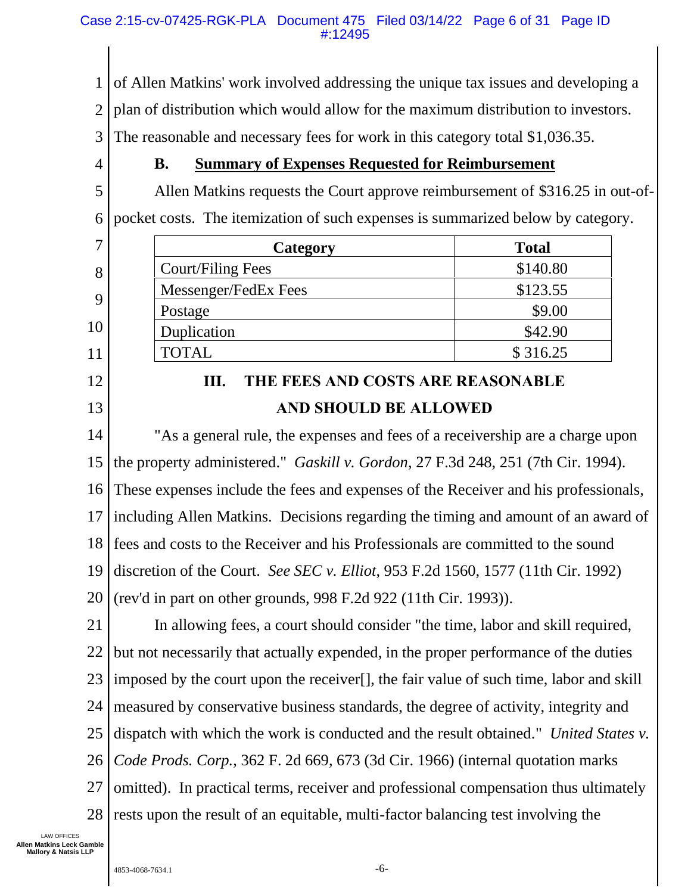of Allen Matkins' work involved addressing the unique tax issues and developing a plan of distribution which would allow for the maximum distribution to investors. The reasonable and necessary fees for work in this category total $1,036.35.

### B. Summary of Expenses Requested for Reimbursement

Allen Matkins requests the Court approve reimbursement of $316.25 in out-of-pocket costs. The itemization of such expenses is summarized below by category.

| Category | Total |
|---|---|
| Court/Filing Fees | $140.80 |
| Messenger/FedEx Fees | $123.55 |
| Postage | $9.00 |
| Duplication | $42.90 |
| TOTAL | $ 316.25 |

## III. THE FEES AND COSTS ARE REASONABLE AND SHOULD BE ALLOWED

"As a general rule, the expenses and fees of a receivership are a charge upon the property administered." *Gaskill v. Gordon*, 27 F.3d 248, 251 (7th Cir. 1994). These expenses include the fees and expenses of the Receiver and his professionals, including Allen Matkins. Decisions regarding the timing and amount of an award of fees and costs to the Receiver and his Professionals are committed to the sound discretion of the Court. *See SEC v. Elliot*, 953 F.2d 1560, 1577 (11th Cir. 1992) (rev'd in part on other grounds, 998 F.2d 922 (11th Cir. 1993)).

In allowing fees, a court should consider "the time, labor and skill required, but not necessarily that actually expended, in the proper performance of the duties imposed by the court upon the receiver[], the fair value of such time, labor and skill measured by conservative business standards, the degree of activity, integrity and dispatch with which the work is conducted and the result obtained." *United States v. Code Prods. Corp.*, 362 F. 2d 669, 673 (3d Cir. 1966) (internal quotation marks omitted). In practical terms, receiver and professional compensation thus ultimately rests upon the result of an equitable, multi-factor balancing test involving the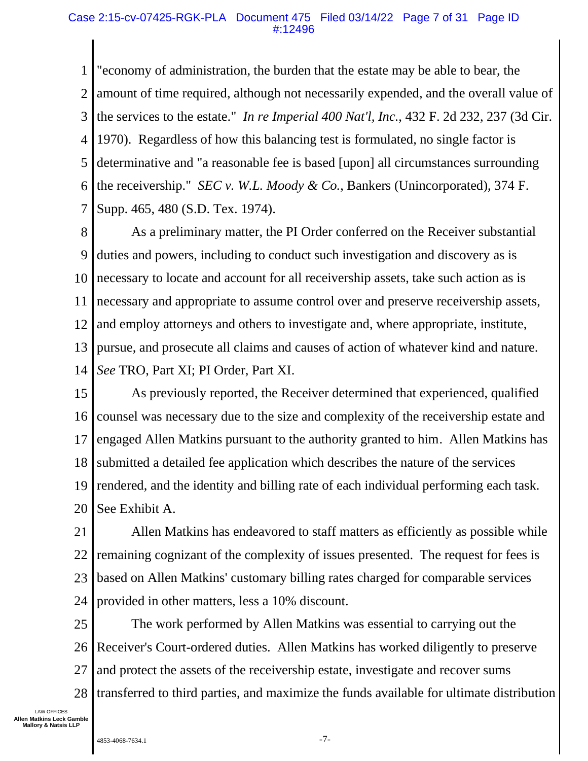"economy of administration, the burden that the estate may be able to bear, the amount of time required, although not necessarily expended, and the overall value of the services to the estate." *In re Imperial 400 Nat'l, Inc.*, 432 F. 2d 232, 237 (3d Cir. 1970). Regardless of how this balancing test is formulated, no single factor is determinative and "a reasonable fee is based [upon] all circumstances surrounding the receivership." *SEC v. W.L. Moody & Co.*, Bankers (Unincorporated), 374 F. Supp. 465, 480 (S.D. Tex. 1974).

As a preliminary matter, the PI Order conferred on the Receiver substantial duties and powers, including to conduct such investigation and discovery as is necessary to locate and account for all receivership assets, take such action as is necessary and appropriate to assume control over and preserve receivership assets, and employ attorneys and others to investigate and, where appropriate, institute, pursue, and prosecute all claims and causes of action of whatever kind and nature. *See* TRO, Part XI; PI Order, Part XI.

As previously reported, the Receiver determined that experienced, qualified counsel was necessary due to the size and complexity of the receivership estate and engaged Allen Matkins pursuant to the authority granted to him. Allen Matkins has submitted a detailed fee application which describes the nature of the services rendered, and the identity and billing rate of each individual performing each task. See Exhibit A.

Allen Matkins has endeavored to staff matters as efficiently as possible while remaining cognizant of the complexity of issues presented. The request for fees is based on Allen Matkins' customary billing rates charged for comparable services provided in other matters, less a 10% discount.

The work performed by Allen Matkins was essential to carrying out the Receiver's Court-ordered duties. Allen Matkins has worked diligently to preserve and protect the assets of the receivership estate, investigate and recover sums transferred to third parties, and maximize the funds available for ultimate distribution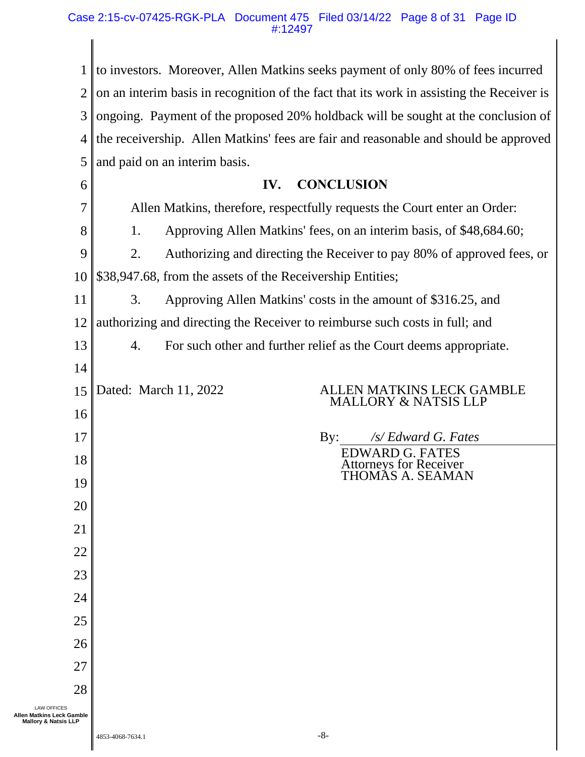to investors. Moreover, Allen Matkins seeks payment of only 80% of fees incurred on an interim basis in recognition of the fact that its work in assisting the Receiver is ongoing. Payment of the proposed 20% holdback will be sought at the conclusion of the receivership. Allen Matkins' fees are fair and reasonable and should be approved and paid on an interim basis.

## IV. CONCLUSION

Allen Matkins, therefore, respectfully requests the Court enter an Order:

1. Approving Allen Matkins' fees, on an interim basis, of $48,684.60;

2. Authorizing and directing the Receiver to pay 80% of approved fees, or $38,947.68, from the assets of the Receivership Entities;

3. Approving Allen Matkins' costs in the amount of $316.25, and authorizing and directing the Receiver to reimburse such costs in full; and

4. For such other and further relief as the Court deems appropriate.

Dated: March 11, 2022

ALLEN MATKINS LECK GAMBLE MALLORY & NATSIS LLP

By: */s/ Edward G. Fates*
EDWARD G. FATES
Attorneys for Receiver
THOMAS A. SEAMAN

4853-4068-7634.1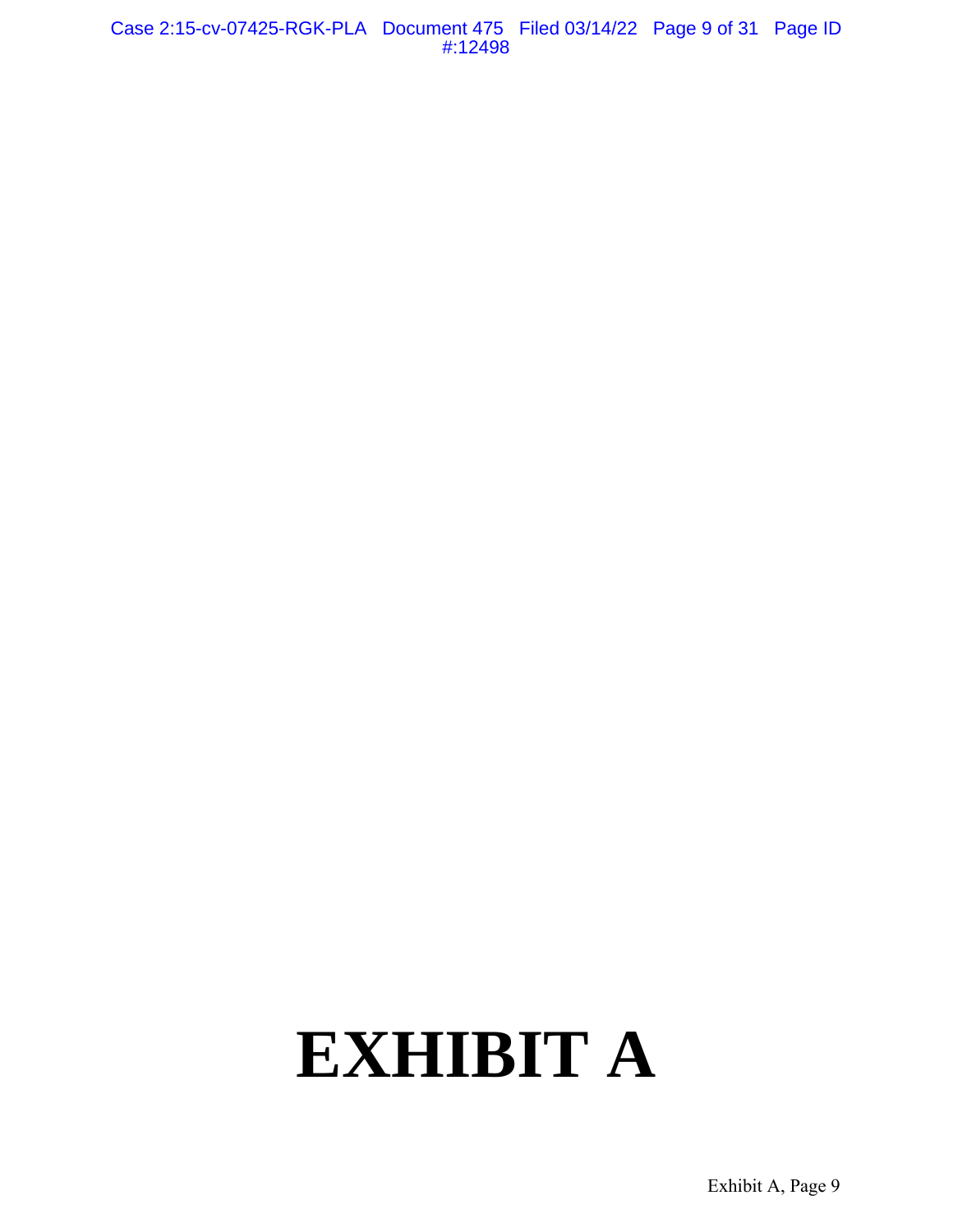# EXHIBIT A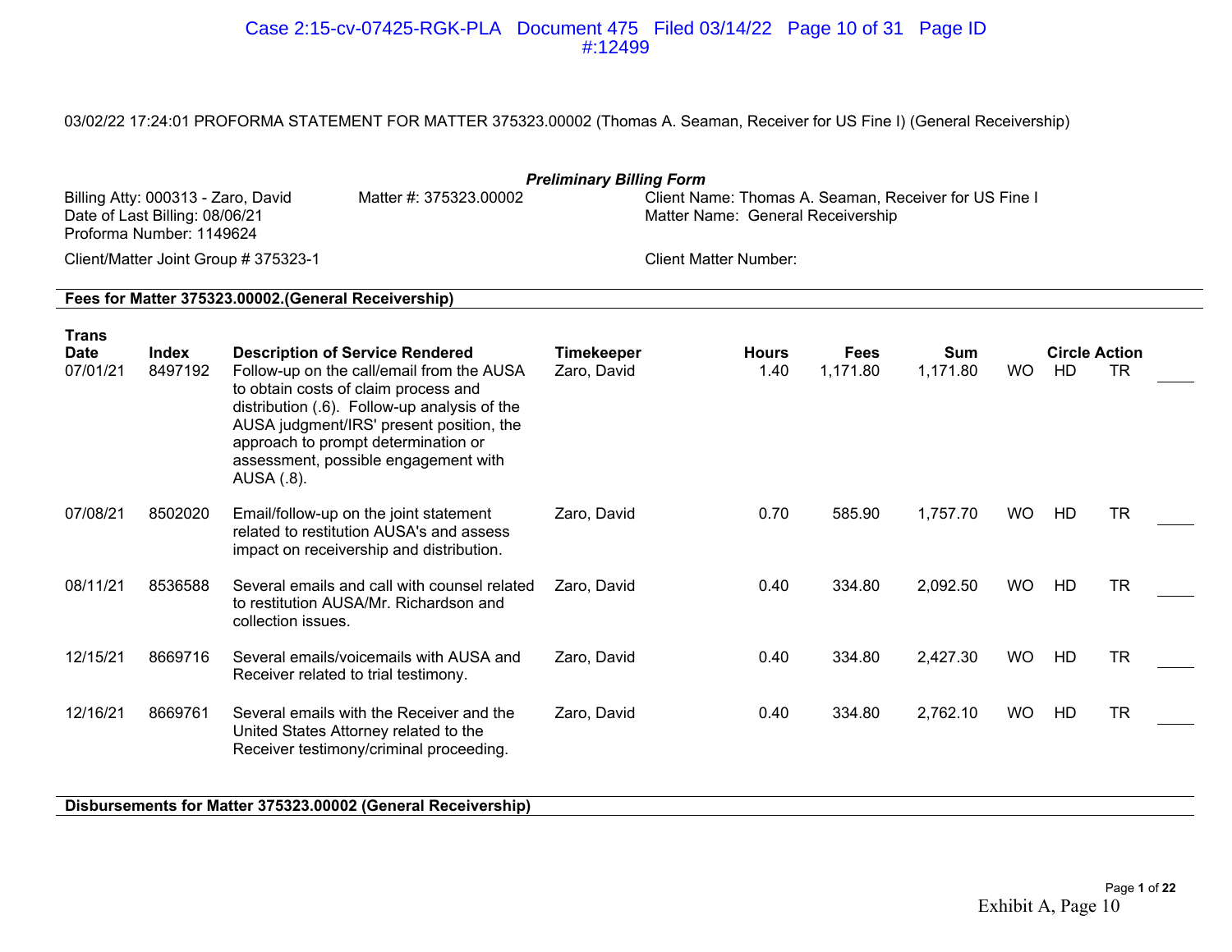03/02/22 17:24:01 PROFORMA STATEMENT FOR MATTER 375323.00002 (Thomas A. Seaman, Receiver for US Fine I) (General Receivership)

***Preliminary Billing Form***

Billing Atty: 000313 - Zaro, David
Date of Last Billing: 08/06/21
Proforma Number: 1149624

Matter #: 375323.00002

Client Name: Thomas A. Seaman, Receiver for US Fine I
Matter Name: General Receivership

Client/Matter Joint Group # 375323-1

Client Matter Number:

**Fees for Matter 375323.00002.(General Receivership)**

| Trans Date | Index | Description of Service Rendered | Timekeeper | Hours | Fees | Sum | Circle Action | | | |
|---|---|---|---|---|---|---|---|---|---|---|
| 07/01/21 | 8497192 | Follow-up on the call/email from the AUSA to obtain costs of claim process and distribution (.6). Follow-up analysis of the AUSA judgment/IRS' present position, the approach to prompt determination or assessment, possible engagement with AUSA (.8). | Zaro, David | 1.40 | 1,171.80 | 1,171.80 | WO | HD | TR | ____ |
| 07/08/21 | 8502020 | Email/follow-up on the joint statement related to restitution AUSA's and assess impact on receivership and distribution. | Zaro, David | 0.70 | 585.90 | 1,757.70 | WO | HD | TR | ____ |
| 08/11/21 | 8536588 | Several emails and call with counsel related to restitution AUSA/Mr. Richardson and collection issues. | Zaro, David | 0.40 | 334.80 | 2,092.50 | WO | HD | TR | ____ |
| 12/15/21 | 8669716 | Several emails/voicemails with AUSA and Receiver related to trial testimony. | Zaro, David | 0.40 | 334.80 | 2,427.30 | WO | HD | TR | ____ |
| 12/16/21 | 8669761 | Several emails with the Receiver and the United States Attorney related to the Receiver testimony/criminal proceeding. | Zaro, David | 0.40 | 334.80 | 2,762.10 | WO | HD | TR | ____ |

**Disbursements for Matter 375323.00002 (General Receivership)**

Exhibit A, Page 10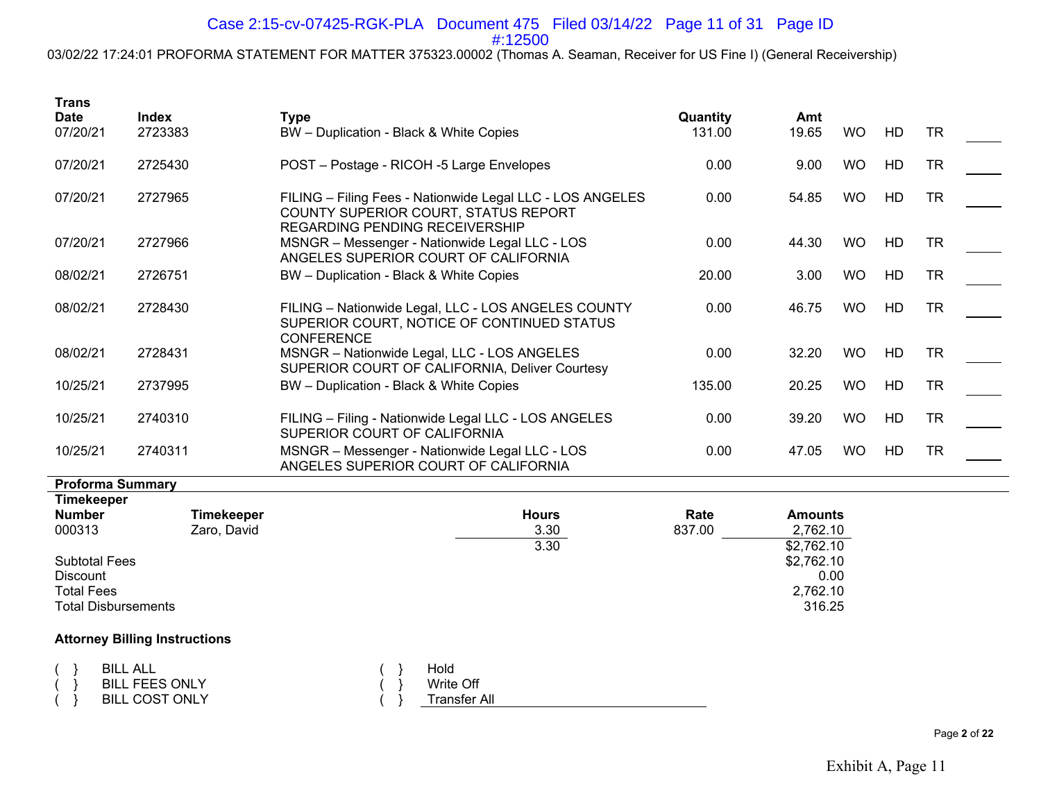03/02/22 17:24:01 PROFORMA STATEMENT FOR MATTER 375323.00002 (Thomas A. Seaman, Receiver for US Fine I) (General Receivership)

| Trans Date | Index | Type | Quantity | Amt | | | | |
|---|---|---|---|---|---|---|---|---|
| 07/20/21 | 2723383 | BW – Duplication - Black & White Copies | 131.00 | 19.65 | WO | HD | TR | ____ |
| 07/20/21 | 2725430 | POST – Postage - RICOH -5 Large Envelopes | 0.00 | 9.00 | WO | HD | TR | ____ |
| 07/20/21 | 2727965 | FILING – Filing Fees - Nationwide Legal LLC - LOS ANGELES COUNTY SUPERIOR COURT, STATUS REPORT REGARDING PENDING RECEIVERSHIP | 0.00 | 54.85 | WO | HD | TR | ____ |
| 07/20/21 | 2727966 | MSNGR – Messenger - Nationwide Legal LLC - LOS ANGELES SUPERIOR COURT OF CALIFORNIA | 0.00 | 44.30 | WO | HD | TR | ____ |
| 08/02/21 | 2726751 | BW – Duplication - Black & White Copies | 20.00 | 3.00 | WO | HD | TR | ____ |
| 08/02/21 | 2728430 | FILING – Nationwide Legal, LLC - LOS ANGELES COUNTY SUPERIOR COURT, NOTICE OF CONTINUED STATUS CONFERENCE | 0.00 | 46.75 | WO | HD | TR | ____ |
| 08/02/21 | 2728431 | MSNGR – Nationwide Legal, LLC - LOS ANGELES SUPERIOR COURT OF CALIFORNIA, Deliver Courtesy | 0.00 | 32.20 | WO | HD | TR | ____ |
| 10/25/21 | 2737995 | BW – Duplication - Black & White Copies | 135.00 | 20.25 | WO | HD | TR | ____ |
| 10/25/21 | 2740310 | FILING – Filing - Nationwide Legal LLC - LOS ANGELES SUPERIOR COURT OF CALIFORNIA | 0.00 | 39.20 | WO | HD | TR | ____ |
| 10/25/21 | 2740311 | MSNGR – Messenger - Nationwide Legal LLC - LOS ANGELES SUPERIOR COURT OF CALIFORNIA | 0.00 | 47.05 | WO | HD | TR | ____ |

**Proforma Summary**

| Timekeeper Number | Timekeeper | Hours | Rate | Amounts |
|---|---|---|---|---|
| 000313 | Zaro, David | 3.30 | 837.00 | 2,762.10 |
| | | 3.30 | | $2,762.10 |

| | |
|---|---|
| Subtotal Fees | $2,762.10 |
| Discount | 0.00 |
| Total Fees | 2,762.10 |
| Total Disbursements | 316.25 |

**Attorney Billing Instructions**

| | |
|---|---|
| ( } BILL ALL | ( } Hold |
| ( } BILL FEES ONLY | ( } Write Off |
| ( } BILL COST ONLY | ( } Transfer All |

Exhibit A, Page 11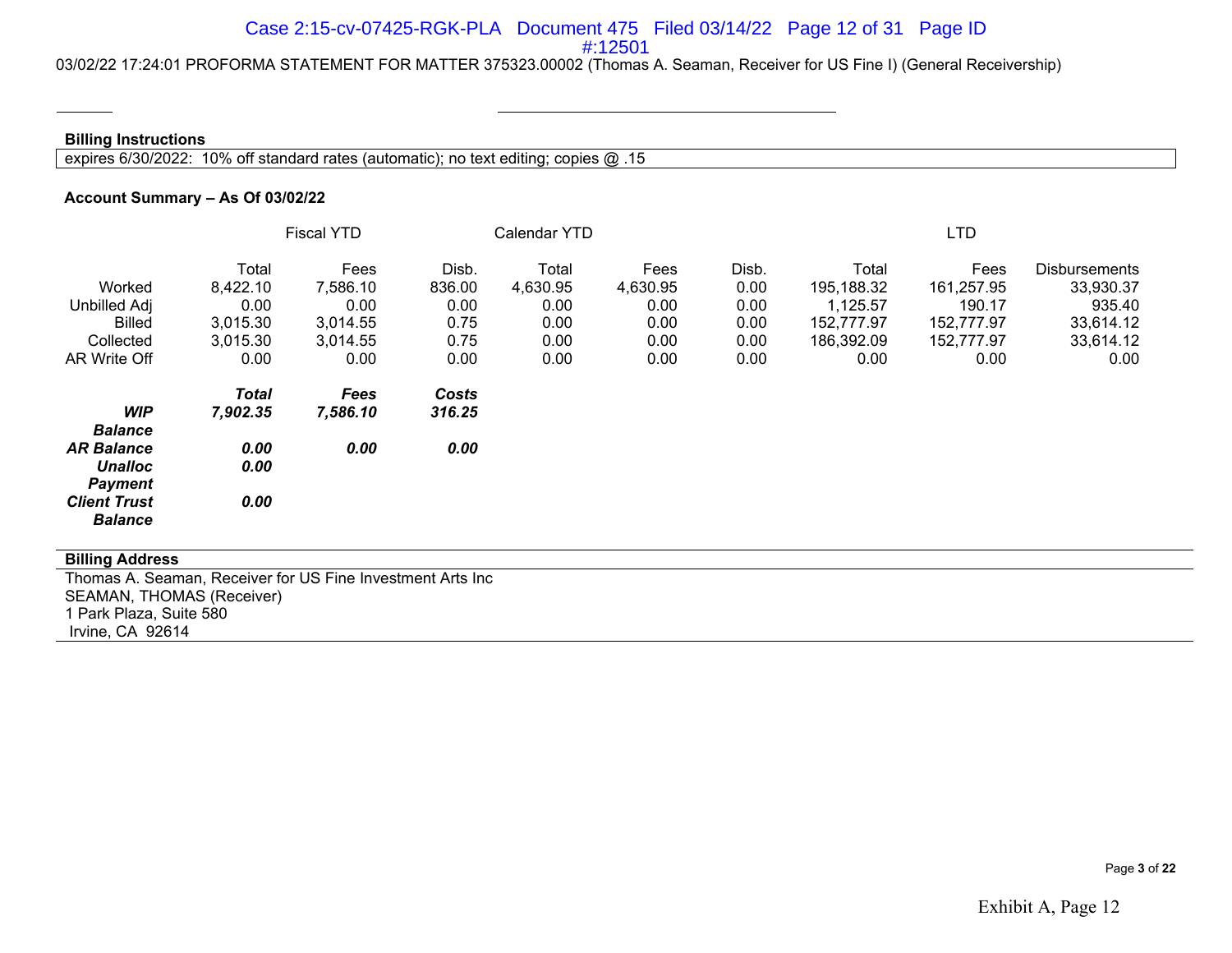03/02/22 17:24:01 PROFORMA STATEMENT FOR MATTER 375323.00002 (Thomas A. Seaman, Receiver for US Fine I) (General Receivership)

**Billing Instructions**

expires 6/30/2022: 10% off standard rates (automatic); no text editing; copies @ .15

**Account Summary – As Of 03/02/22**

| | Fiscal YTD | | | Calendar YTD | | | LTD | | |
|---|---|---|---|---|---|---|---|---|---|
| | Total | Fees | Disb. | Total | Fees | Disb. | Total | Fees | Disbursements |
| Worked | 8,422.10 | 7,586.10 | 836.00 | 4,630.95 | 4,630.95 | 0.00 | 195,188.32 | 161,257.95 | 33,930.37 |
| Unbilled Adj | 0.00 | 0.00 | 0.00 | 0.00 | 0.00 | 0.00 | 1,125.57 | 190.17 | 935.40 |
| Billed | 3,015.30 | 3,014.55 | 0.75 | 0.00 | 0.00 | 0.00 | 152,777.97 | 152,777.97 | 33,614.12 |
| Collected | 3,015.30 | 3,014.55 | 0.75 | 0.00 | 0.00 | 0.00 | 186,392.09 | 152,777.97 | 33,614.12 |
| AR Write Off | 0.00 | 0.00 | 0.00 | 0.00 | 0.00 | 0.00 | 0.00 | 0.00 | 0.00 |

| | ***Total*** | ***Fees*** | ***Costs*** |
|---|---|---|---|
| ***WIP Balance*** | ***7,902.35*** | ***7,586.10*** | ***316.25*** |
| ***AR Balance*** | ***0.00*** | ***0.00*** | ***0.00*** |
| ***Unalloc Payment*** | ***0.00*** | | |
| ***Client Trust Balance*** | ***0.00*** | | |

**Billing Address**

Thomas A. Seaman, Receiver for US Fine Investment Arts Inc
SEAMAN, THOMAS (Receiver)
1 Park Plaza, Suite 580
Irvine, CA 92614

Exhibit A, Page 12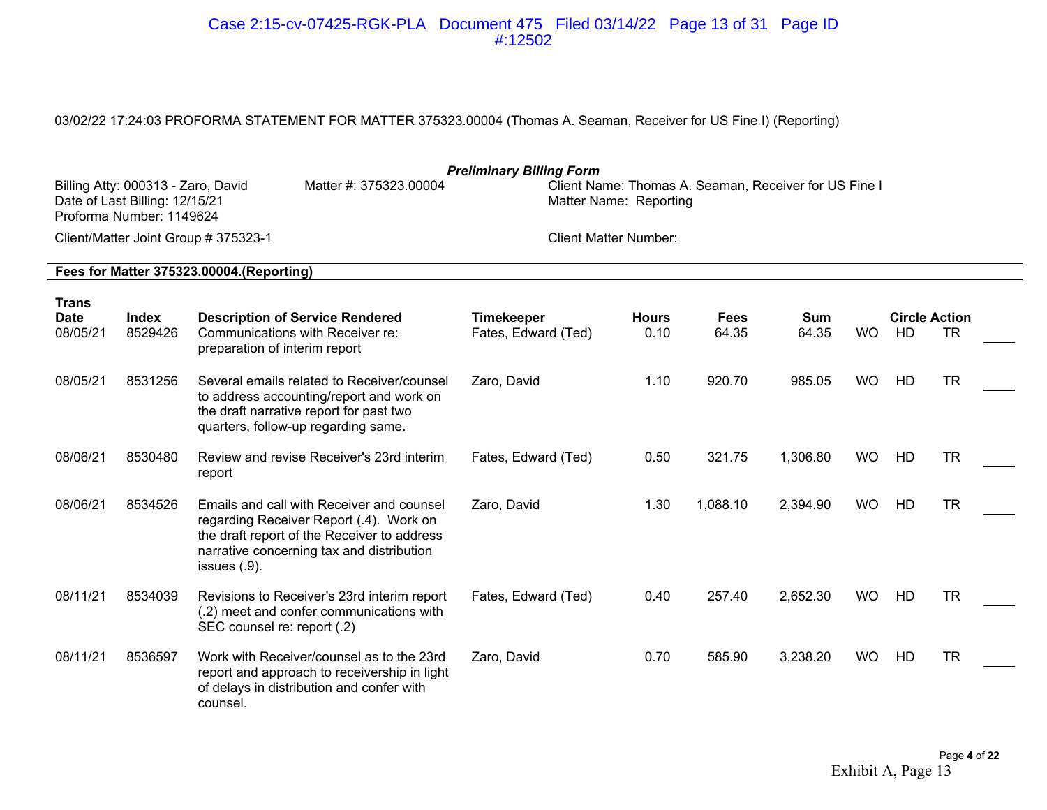03/02/22 17:24:03 PROFORMA STATEMENT FOR MATTER 375323.00004 (Thomas A. Seaman, Receiver for US Fine I) (Reporting)

***Preliminary Billing Form***

Billing Atty: 000313 - Zaro, David
Date of Last Billing: 12/15/21
Proforma Number: 1149624

Matter #: 375323.00004

Client Name: Thomas A. Seaman, Receiver for US Fine I
Matter Name: Reporting

Client/Matter Joint Group # 375323-1

Client Matter Number:

**Fees for Matter 375323.00004.(Reporting)**

| Trans Date | Index | Description of Service Rendered | Timekeeper | Hours | Fees | Sum | Circle Action | | | |
|---|---|---|---|---|---|---|---|---|---|---|
| 08/05/21 | 8529426 | Communications with Receiver re: preparation of interim report | Fates, Edward (Ted) | 0.10 | 64.35 | 64.35 | WO | HD | TR | ____ |
| 08/05/21 | 8531256 | Several emails related to Receiver/counsel to address accounting/report and work on the draft narrative report for past two quarters, follow-up regarding same. | Zaro, David | 1.10 | 920.70 | 985.05 | WO | HD | TR | ____ |
| 08/06/21 | 8530480 | Review and revise Receiver's 23rd interim report | Fates, Edward (Ted) | 0.50 | 321.75 | 1,306.80 | WO | HD | TR | ____ |
| 08/06/21 | 8534526 | Emails and call with Receiver and counsel regarding Receiver Report (.4). Work on the draft report of the Receiver to address narrative concerning tax and distribution issues (.9). | Zaro, David | 1.30 | 1,088.10 | 2,394.90 | WO | HD | TR | ____ |
| 08/11/21 | 8534039 | Revisions to Receiver's 23rd interim report (.2) meet and confer communications with SEC counsel re: report (.2) | Fates, Edward (Ted) | 0.40 | 257.40 | 2,652.30 | WO | HD | TR | ____ |
| 08/11/21 | 8536597 | Work with Receiver/counsel as to the 23rd report and approach to receivership in light of delays in distribution and confer with counsel. | Zaro, David | 0.70 | 585.90 | 3,238.20 | WO | HD | TR | ____ |

Page 4 of 22

Exhibit A, Page 13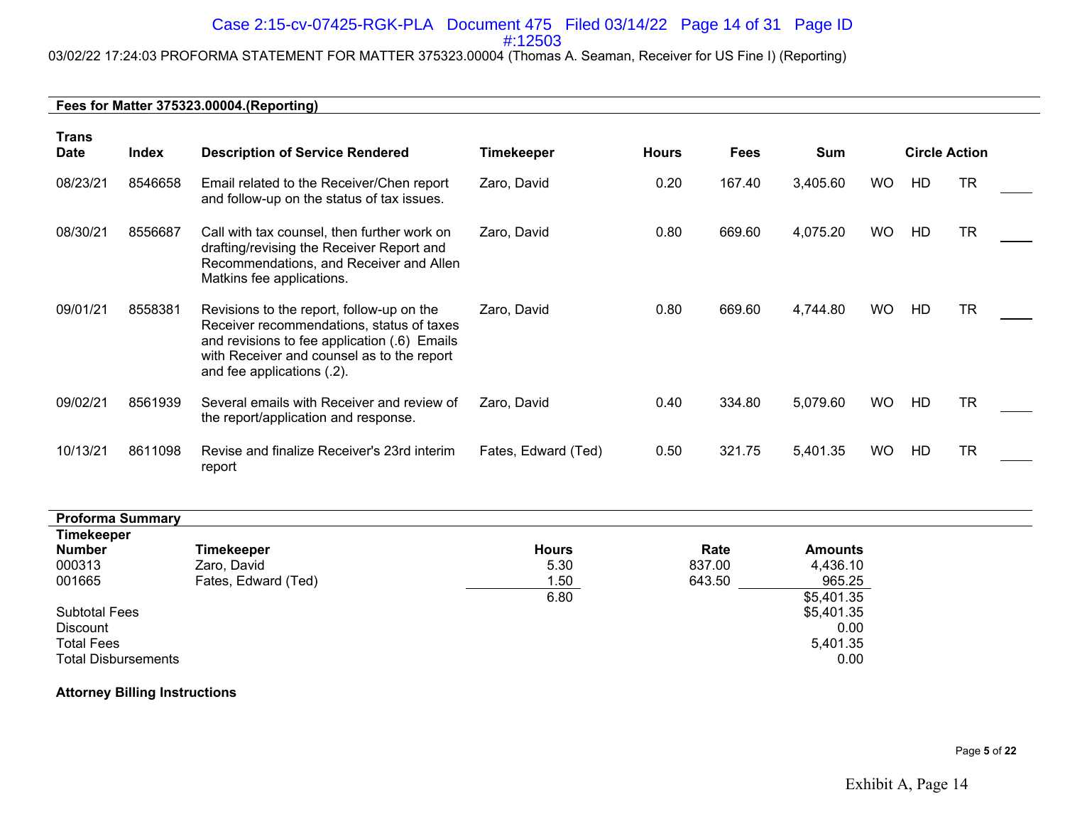03/02/22 17:24:03 PROFORMA STATEMENT FOR MATTER 375323.00004 (Thomas A. Seaman, Receiver for US Fine I) (Reporting)

**Fees for Matter 375323.00004.(Reporting)**

| Trans Date | Index | Description of Service Rendered | Timekeeper | Hours | Fees | Sum | Circle Action | | | |
|---|---|---|---|---|---|---|---|---|---|---|
| 08/23/21 | 8546658 | Email related to the Receiver/Chen report and follow-up on the status of tax issues. | Zaro, David | 0.20 | 167.40 | 3,405.60 | WO | HD | TR | ____ |
| 08/30/21 | 8556687 | Call with tax counsel, then further work on drafting/revising the Receiver Report and Recommendations, and Receiver and Allen Matkins fee applications. | Zaro, David | 0.80 | 669.60 | 4,075.20 | WO | HD | TR | ____ |
| 09/01/21 | 8558381 | Revisions to the report, follow-up on the Receiver recommendations, status of taxes and revisions to fee application (.6) Emails with Receiver and counsel as to the report and fee applications (.2). | Zaro, David | 0.80 | 669.60 | 4,744.80 | WO | HD | TR | ____ |
| 09/02/21 | 8561939 | Several emails with Receiver and review of the report/application and response. | Zaro, David | 0.40 | 334.80 | 5,079.60 | WO | HD | TR | ____ |
| 10/13/21 | 8611098 | Revise and finalize Receiver's 23rd interim report | Fates, Edward (Ted) | 0.50 | 321.75 | 5,401.35 | WO | HD | TR | ____ |

**Proforma Summary**

| Timekeeper Number | Timekeeper | Hours | Rate | Amounts |
|---|---|---|---|---|
| 000313 | Zaro, David | 5.30 | 837.00 | 4,436.10 |
| 001665 | Fates, Edward (Ted) | 1.50 | 643.50 | 965.25 |
| | | 6.80 | | $5,401.35 |

| | |
|---|---|
| Subtotal Fees | $5,401.35 |
| Discount | 0.00 |
| Total Fees | 5,401.35 |
| Total Disbursements | 0.00 |

**Attorney Billing Instructions**

Exhibit A, Page 14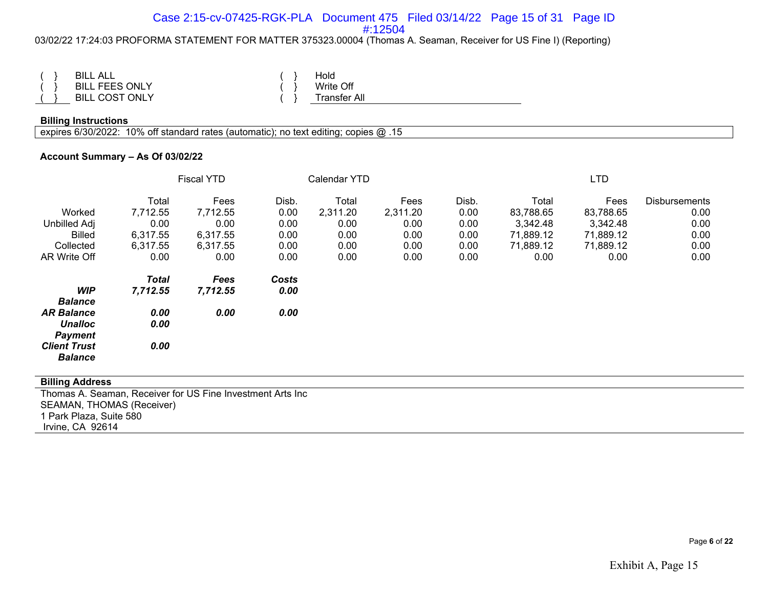03/02/22 17:24:03 PROFORMA STATEMENT FOR MATTER 375323.00004 (Thomas A. Seaman, Receiver for US Fine I) (Reporting)

| | | | |
|---|---|---|---|
| ( } | BILL ALL | ( } | Hold |
| ( } | BILL FEES ONLY | ( } | Write Off |
| ( } | BILL COST ONLY | ( } | Transfer All |

**Billing Instructions**

expires 6/30/2022: 10% off standard rates (automatic); no text editing; copies @ .15

**Account Summary – As Of 03/02/22**

| | Fiscal YTD | | | Calendar YTD | | | LTD | | |
|---|---|---|---|---|---|---|---|---|---|
| | Total | Fees | Disb. | Total | Fees | Disb. | Total | Fees | Disbursements |
| Worked | 7,712.55 | 7,712.55 | 0.00 | 2,311.20 | 2,311.20 | 0.00 | 83,788.65 | 83,788.65 | 0.00 |
| Unbilled Adj | 0.00 | 0.00 | 0.00 | 0.00 | 0.00 | 0.00 | 3,342.48 | 3,342.48 | 0.00 |
| Billed | 6,317.55 | 6,317.55 | 0.00 | 0.00 | 0.00 | 0.00 | 71,889.12 | 71,889.12 | 0.00 |
| Collected | 6,317.55 | 6,317.55 | 0.00 | 0.00 | 0.00 | 0.00 | 71,889.12 | 71,889.12 | 0.00 |
| AR Write Off | 0.00 | 0.00 | 0.00 | 0.00 | 0.00 | 0.00 | 0.00 | 0.00 | 0.00 |

| | ***Total*** | ***Fees*** | ***Costs*** |
|---|---|---|---|
| ***WIP Balance*** | ***7,712.55*** | ***7,712.55*** | ***0.00*** |
| ***AR Balance*** | ***0.00*** | ***0.00*** | ***0.00*** |
| ***Unalloc Payment*** | ***0.00*** | | |
| ***Client Trust Balance*** | ***0.00*** | | |

**Billing Address**

Thomas A. Seaman, Receiver for US Fine Investment Arts Inc
SEAMAN, THOMAS (Receiver)
1 Park Plaza, Suite 580
Irvine, CA 92614

Exhibit A, Page 15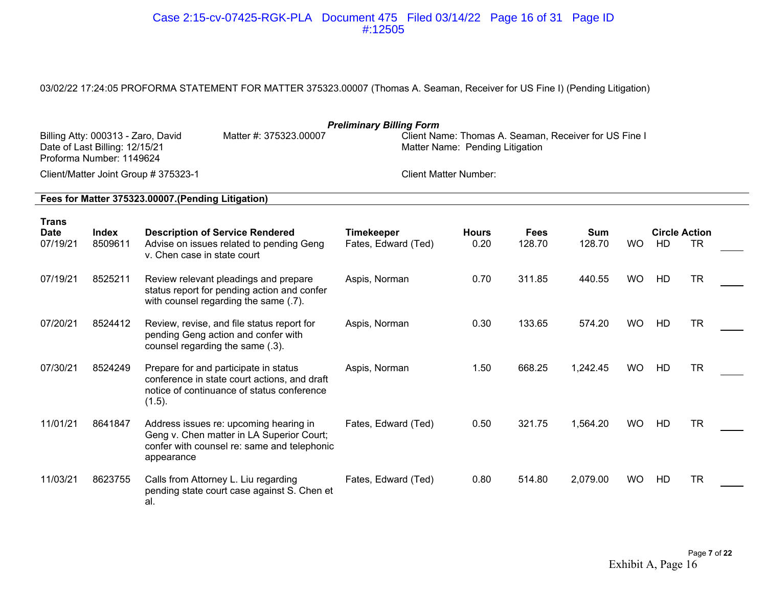03/02/22 17:24:05 PROFORMA STATEMENT FOR MATTER 375323.00007 (Thomas A. Seaman, Receiver for US Fine I) (Pending Litigation)

***Preliminary Billing Form***

Billing Atty: 000313 - Zaro, David
Date of Last Billing: 12/15/21
Proforma Number: 1149624

Matter #: 375323.00007

Client Name: Thomas A. Seaman, Receiver for US Fine I
Matter Name: Pending Litigation

Client/Matter Joint Group # 375323-1

Client Matter Number:

**Fees for Matter 375323.00007.(Pending Litigation)**

| Trans Date | Index | Description of Service Rendered | Timekeeper | Hours | Fees | Sum | Circle Action | | | |
|---|---|---|---|---|---|---|---|---|---|---|
| 07/19/21 | 8509611 | Advise on issues related to pending Geng v. Chen case in state court | Fates, Edward (Ted) | 0.20 | 128.70 | 128.70 | WO | HD | TR | ____ |
| 07/19/21 | 8525211 | Review relevant pleadings and prepare status report for pending action and confer with counsel regarding the same (.7). | Aspis, Norman | 0.70 | 311.85 | 440.55 | WO | HD | TR | ____ |
| 07/20/21 | 8524412 | Review, revise, and file status report for pending Geng action and confer with counsel regarding the same (.3). | Aspis, Norman | 0.30 | 133.65 | 574.20 | WO | HD | TR | ____ |
| 07/30/21 | 8524249 | Prepare for and participate in status conference in state court actions, and draft notice of continuance of status conference (1.5). | Aspis, Norman | 1.50 | 668.25 | 1,242.45 | WO | HD | TR | ____ |
| 11/01/21 | 8641847 | Address issues re: upcoming hearing in Geng v. Chen matter in LA Superior Court; confer with counsel re: same and telephonic appearance | Fates, Edward (Ted) | 0.50 | 321.75 | 1,564.20 | WO | HD | TR | ____ |
| 11/03/21 | 8623755 | Calls from Attorney L. Liu regarding pending state court case against S. Chen et al. | Fates, Edward (Ted) | 0.80 | 514.80 | 2,079.00 | WO | HD | TR | ____ |

Exhibit A, Page 16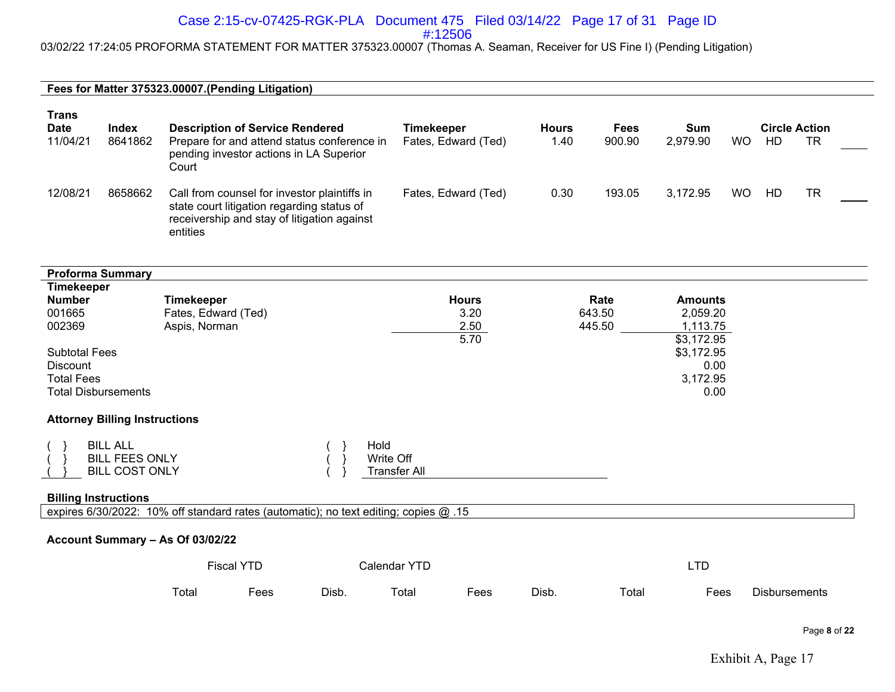03/02/22 17:24:05 PROFORMA STATEMENT FOR MATTER 375323.00007 (Thomas A. Seaman, Receiver for US Fine I) (Pending Litigation)

**Fees for Matter 375323.00007.(Pending Litigation)**

| Trans Date | Index | Description of Service Rendered | Timekeeper | Hours | Fees | Sum | Circle Action | | | |
|---|---|---|---|---|---|---|---|---|---|---|
| 11/04/21 | 8641862 | Prepare for and attend status conference in pending investor actions in LA Superior Court | Fates, Edward (Ted) | 1.40 | 900.90 | 2,979.90 | WO | HD | TR | ____ |
| 12/08/21 | 8658662 | Call from counsel for investor plaintiffs in state court litigation regarding status of receivership and stay of litigation against entities | Fates, Edward (Ted) | 0.30 | 193.05 | 3,172.95 | WO | HD | TR | ____ |

**Proforma Summary**

| Timekeeper Number | Timekeeper | Hours | Rate | Amounts |
|---|---|---|---|---|
| 001665 | Fates, Edward (Ted) | 3.20 | 643.50 | 2,059.20 |
| 002369 | Aspis, Norman | 2.50 | 445.50 | 1,113.75 |
| | | 5.70 | | $3,172.95 |

| | |
|---|---|
| Subtotal Fees | $3,172.95 |
| Discount | 0.00 |
| Total Fees | 3,172.95 |
| Total Disbursements | 0.00 |

**Attorney Billing Instructions**

( } BILL ALL &nbsp;&nbsp;&nbsp;&nbsp; ( } Hold
( } BILL FEES ONLY &nbsp;&nbsp;&nbsp;&nbsp; ( } Write Off
( } BILL COST ONLY &nbsp;&nbsp;&nbsp;&nbsp; ( } Transfer All

**Billing Instructions**

expires 6/30/2022: 10% off standard rates (automatic); no text editing; copies @ .15

**Account Summary – As Of 03/02/22**

| Fiscal YTD | | | Calendar YTD | | | LTD | | |
|---|---|---|---|---|---|---|---|---|
| Total | Fees | Disb. | Total | Fees | Disb. | Total | Fees | Disbursements |

Exhibit A, Page 17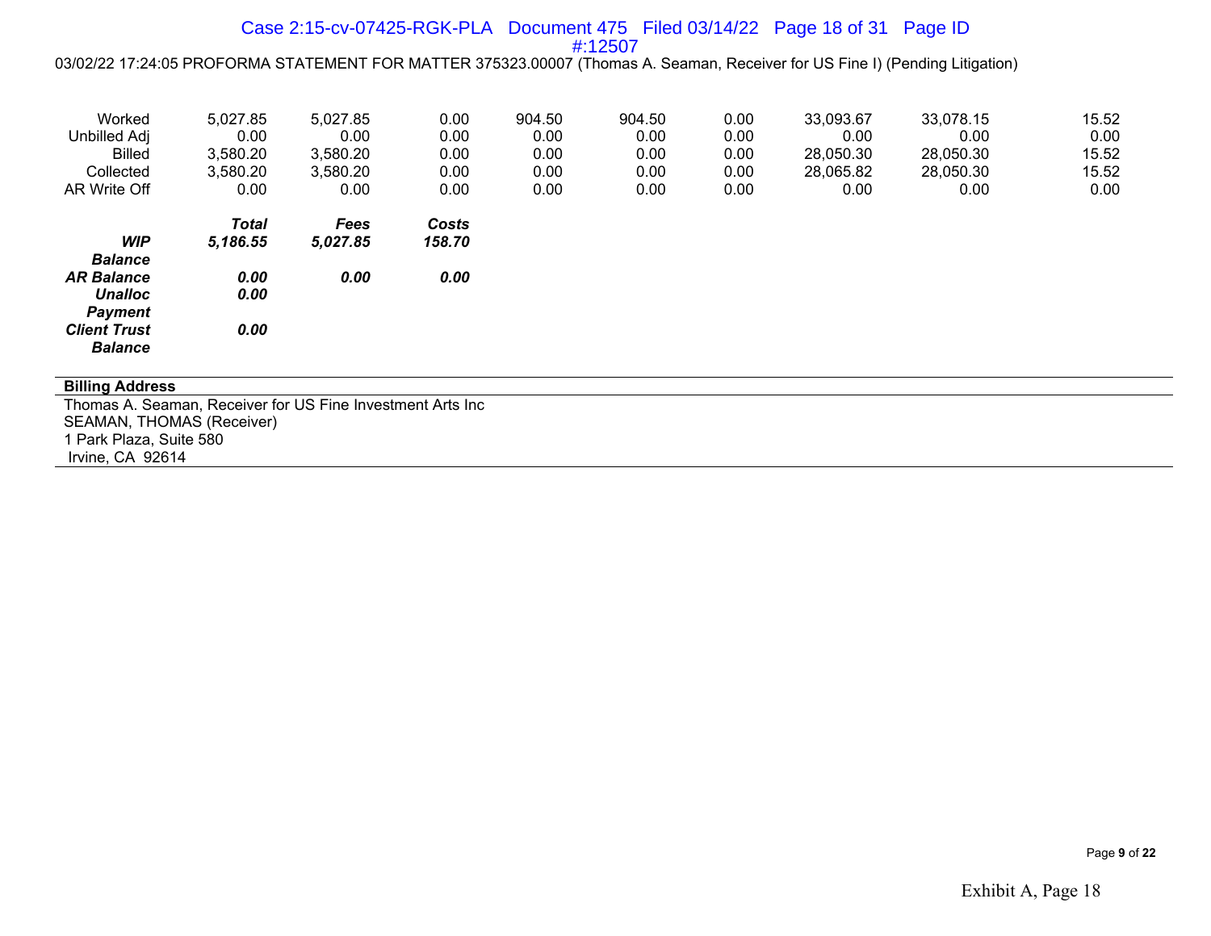03/02/22 17:24:05 PROFORMA STATEMENT FOR MATTER 375323.00007 (Thomas A. Seaman, Receiver for US Fine I) (Pending Litigation)

| | | | | | | | | | |
|---|---|---|---|---|---|---|---|---|---|
| Worked | 5,027.85 | 5,027.85 | 0.00 | 904.50 | 904.50 | 0.00 | 33,093.67 | 33,078.15 | 15.52 |
| Unbilled Adj | 0.00 | 0.00 | 0.00 | 0.00 | 0.00 | 0.00 | 0.00 | 0.00 | 0.00 |
| Billed | 3,580.20 | 3,580.20 | 0.00 | 0.00 | 0.00 | 0.00 | 28,050.30 | 28,050.30 | 15.52 |
| Collected | 3,580.20 | 3,580.20 | 0.00 | 0.00 | 0.00 | 0.00 | 28,065.82 | 28,050.30 | 15.52 |
| AR Write Off | 0.00 | 0.00 | 0.00 | 0.00 | 0.00 | 0.00 | 0.00 | 0.00 | 0.00 |

| | ***Total*** | ***Fees*** | ***Costs*** |
|---|---|---|---|
| ***WIP Balance*** | ***5,186.55*** | ***5,027.85*** | ***158.70*** |
| ***AR Balance*** | ***0.00*** | ***0.00*** | ***0.00*** |
| ***Unalloc Payment*** | ***0.00*** | | |
| ***Client Trust Balance*** | ***0.00*** | | |

**Billing Address**

Thomas A. Seaman, Receiver for US Fine Investment Arts Inc
SEAMAN, THOMAS (Receiver)
1 Park Plaza, Suite 580
Irvine, CA 92614

Exhibit A, Page 18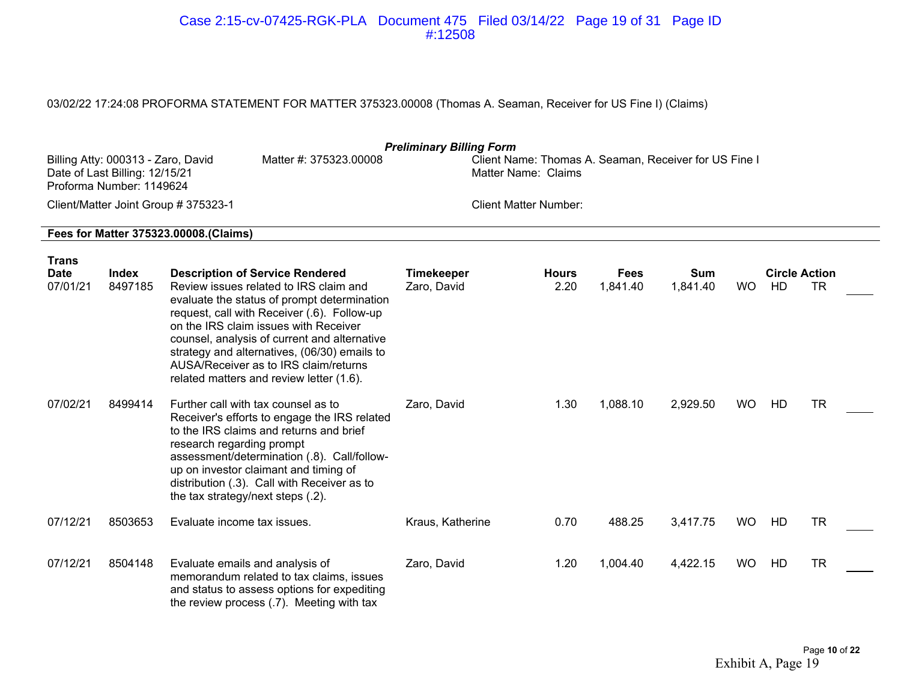03/02/22 17:24:08 PROFORMA STATEMENT FOR MATTER 375323.00008 (Thomas A. Seaman, Receiver for US Fine I) (Claims)

***Preliminary Billing Form***

Billing Atty: 000313 - Zaro, David
Date of Last Billing: 12/15/21
Proforma Number: 1149624

Matter #: 375323.00008

Client Name: Thomas A. Seaman, Receiver for US Fine I
Matter Name: Claims

Client/Matter Joint Group # 375323-1

Client Matter Number:

**Fees for Matter 375323.00008.(Claims)**

| Trans Date | Index | Description of Service Rendered | Timekeeper | Hours | Fees | Sum | Circle Action | | | |
|---|---|---|---|---|---|---|---|---|---|---|
| 07/01/21 | 8497185 | Review issues related to IRS claim and evaluate the status of prompt determination request, call with Receiver (.6). Follow-up on the IRS claim issues with Receiver counsel, analysis of current and alternative strategy and alternatives, (06/30) emails to AUSA/Receiver as to IRS claim/returns related matters and review letter (1.6). | Zaro, David | 2.20 | 1,841.40 | 1,841.40 | WO | HD | TR | ____ |
| 07/02/21 | 8499414 | Further call with tax counsel as to Receiver's efforts to engage the IRS related to the IRS claims and returns and brief research regarding prompt assessment/determination (.8). Call/follow-up on investor claimant and timing of distribution (.3). Call with Receiver as to the tax strategy/next steps (.2). | Zaro, David | 1.30 | 1,088.10 | 2,929.50 | WO | HD | TR | ____ |
| 07/12/21 | 8503653 | Evaluate income tax issues. | Kraus, Katherine | 0.70 | 488.25 | 3,417.75 | WO | HD | TR | ____ |
| 07/12/21 | 8504148 | Evaluate emails and analysis of memorandum related to tax claims, issues and status to assess options for expediting the review process (.7). Meeting with tax | Zaro, David | 1.20 | 1,004.40 | 4,422.15 | WO | HD | TR | ____ |

Exhibit A, Page 19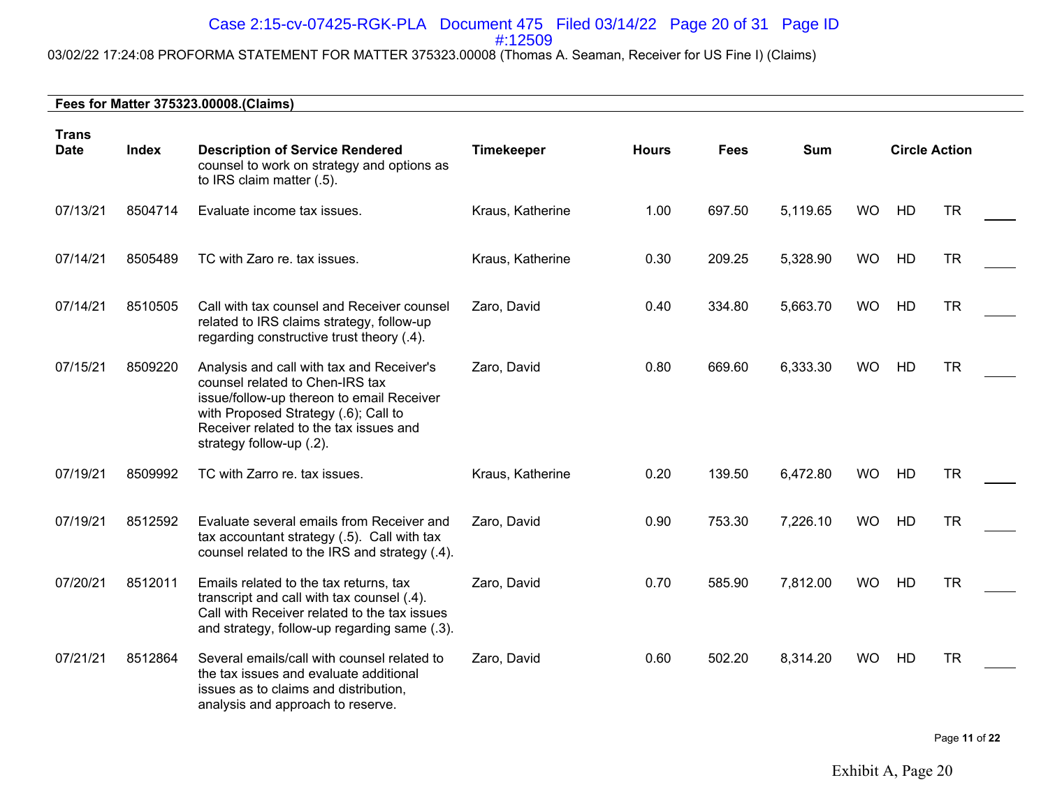03/02/22 17:24:08 PROFORMA STATEMENT FOR MATTER 375323.00008 (Thomas A. Seaman, Receiver for US Fine I) (Claims)

**Fees for Matter 375323.00008.(Claims)**

| Trans Date | Index | Description of Service Rendered | Timekeeper | Hours | Fees | Sum | Circle Action | | | |
|---|---|---|---|---|---|---|---|---|---|---|
| | | counsel to work on strategy and options as to IRS claim matter (.5). | | | | | | | | |
| 07/13/21 | 8504714 | Evaluate income tax issues. | Kraus, Katherine | 1.00 | 697.50 | 5,119.65 | WO | HD | TR | ____ |
| 07/14/21 | 8505489 | TC with Zaro re. tax issues. | Kraus, Katherine | 0.30 | 209.25 | 5,328.90 | WO | HD | TR | ____ |
| 07/14/21 | 8510505 | Call with tax counsel and Receiver counsel related to IRS claims strategy, follow-up regarding constructive trust theory (.4). | Zaro, David | 0.40 | 334.80 | 5,663.70 | WO | HD | TR | ____ |
| 07/15/21 | 8509220 | Analysis and call with tax and Receiver's counsel related to Chen-IRS tax issue/follow-up thereon to email Receiver with Proposed Strategy (.6); Call to Receiver related to the tax issues and strategy follow-up (.2). | Zaro, David | 0.80 | 669.60 | 6,333.30 | WO | HD | TR | ____ |
| 07/19/21 | 8509992 | TC with Zarro re. tax issues. | Kraus, Katherine | 0.20 | 139.50 | 6,472.80 | WO | HD | TR | ____ |
| 07/19/21 | 8512592 | Evaluate several emails from Receiver and tax accountant strategy (.5). Call with tax counsel related to the IRS and strategy (.4). | Zaro, David | 0.90 | 753.30 | 7,226.10 | WO | HD | TR | ____ |
| 07/20/21 | 8512011 | Emails related to the tax returns, tax transcript and call with tax counsel (.4). Call with Receiver related to the tax issues and strategy, follow-up regarding same (.3). | Zaro, David | 0.70 | 585.90 | 7,812.00 | WO | HD | TR | ____ |
| 07/21/21 | 8512864 | Several emails/call with counsel related to the tax issues and evaluate additional issues as to claims and distribution, analysis and approach to reserve. | Zaro, David | 0.60 | 502.20 | 8,314.20 | WO | HD | TR | ____ |

Exhibit A, Page 20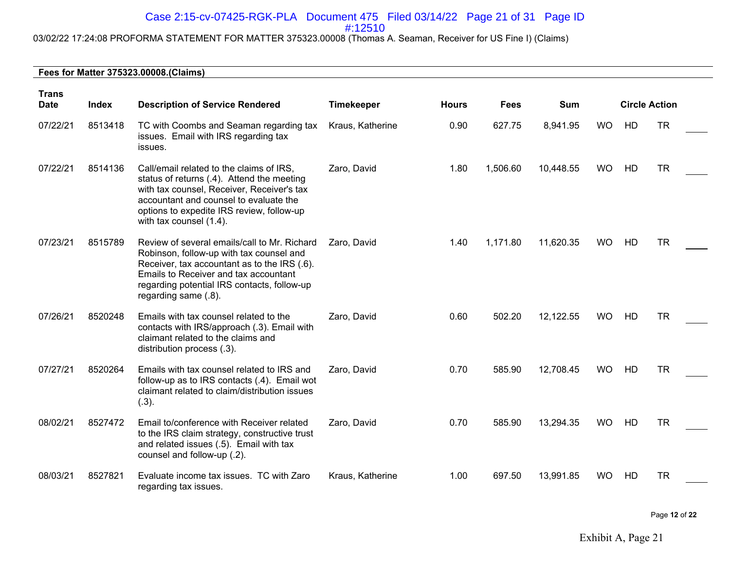03/02/22 17:24:08 PROFORMA STATEMENT FOR MATTER 375323.00008 (Thomas A. Seaman, Receiver for US Fine I) (Claims)

**Fees for Matter 375323.00008.(Claims)**

| Trans Date | Index | Description of Service Rendered | Timekeeper | Hours | Fees | Sum | Circle Action | | | |
|---|---|---|---|---|---|---|---|---|---|---|
| 07/22/21 | 8513418 | TC with Coombs and Seaman regarding tax issues. Email with IRS regarding tax issues. | Kraus, Katherine | 0.90 | 627.75 | 8,941.95 | WO | HD | TR | ____ |
| 07/22/21 | 8514136 | Call/email related to the claims of IRS, status of returns (.4). Attend the meeting with tax counsel, Receiver, Receiver's tax accountant and counsel to evaluate the options to expedite IRS review, follow-up with tax counsel (1.4). | Zaro, David | 1.80 | 1,506.60 | 10,448.55 | WO | HD | TR | ____ |
| 07/23/21 | 8515789 | Review of several emails/call to Mr. Richard Robinson, follow-up with tax counsel and Receiver, tax accountant as to the IRS (.6). Emails to Receiver and tax accountant regarding potential IRS contacts, follow-up regarding same (.8). | Zaro, David | 1.40 | 1,171.80 | 11,620.35 | WO | HD | TR | ____ |
| 07/26/21 | 8520248 | Emails with tax counsel related to the contacts with IRS/approach (.3). Email with claimant related to the claims and distribution process (.3). | Zaro, David | 0.60 | 502.20 | 12,122.55 | WO | HD | TR | ____ |
| 07/27/21 | 8520264 | Emails with tax counsel related to IRS and follow-up as to IRS contacts (.4). Email wot claimant related to claim/distribution issues (.3). | Zaro, David | 0.70 | 585.90 | 12,708.45 | WO | HD | TR | ____ |
| 08/02/21 | 8527472 | Email to/conference with Receiver related to the IRS claim strategy, constructive trust and related issues (.5). Email with tax counsel and follow-up (.2). | Zaro, David | 0.70 | 585.90 | 13,294.35 | WO | HD | TR | ____ |
| 08/03/21 | 8527821 | Evaluate income tax issues. TC with Zaro regarding tax issues. | Kraus, Katherine | 1.00 | 697.50 | 13,991.85 | WO | HD | TR | ____ |

Exhibit A, Page 21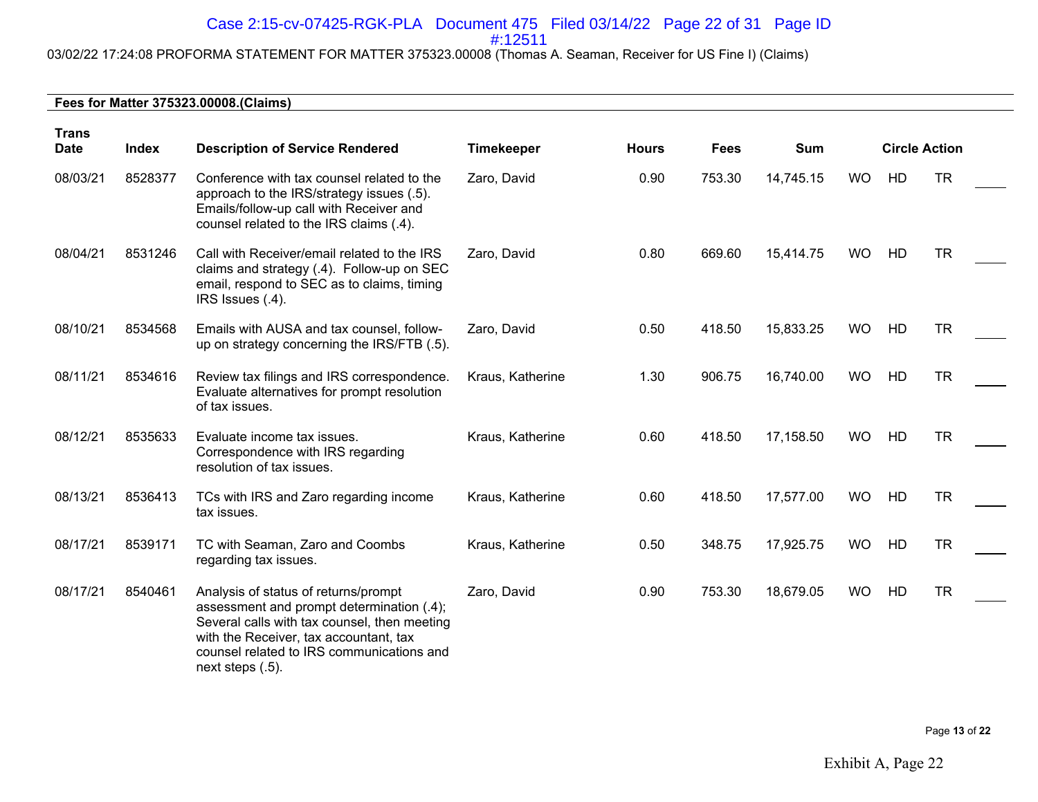03/02/22 17:24:08 PROFORMA STATEMENT FOR MATTER 375323.00008 (Thomas A. Seaman, Receiver for US Fine I) (Claims)

**Fees for Matter 375323.00008.(Claims)**

| Trans Date | Index | Description of Service Rendered | Timekeeper | Hours | Fees | Sum | Circle Action | | | |
|---|---|---|---|---|---|---|---|---|---|---|
| 08/03/21 | 8528377 | Conference with tax counsel related to the approach to the IRS/strategy issues (.5). Emails/follow-up call with Receiver and counsel related to the IRS claims (.4). | Zaro, David | 0.90 | 753.30 | 14,745.15 | WO | HD | TR | ____ |
| 08/04/21 | 8531246 | Call with Receiver/email related to the IRS claims and strategy (.4). Follow-up on SEC email, respond to SEC as to claims, timing IRS Issues (.4). | Zaro, David | 0.80 | 669.60 | 15,414.75 | WO | HD | TR | ____ |
| 08/10/21 | 8534568 | Emails with AUSA and tax counsel, follow-up on strategy concerning the IRS/FTB (.5). | Zaro, David | 0.50 | 418.50 | 15,833.25 | WO | HD | TR | ____ |
| 08/11/21 | 8534616 | Review tax filings and IRS correspondence. Evaluate alternatives for prompt resolution of tax issues. | Kraus, Katherine | 1.30 | 906.75 | 16,740.00 | WO | HD | TR | ____ |
| 08/12/21 | 8535633 | Evaluate income tax issues. Correspondence with IRS regarding resolution of tax issues. | Kraus, Katherine | 0.60 | 418.50 | 17,158.50 | WO | HD | TR | ____ |
| 08/13/21 | 8536413 | TCs with IRS and Zaro regarding income tax issues. | Kraus, Katherine | 0.60 | 418.50 | 17,577.00 | WO | HD | TR | ____ |
| 08/17/21 | 8539171 | TC with Seaman, Zaro and Coombs regarding tax issues. | Kraus, Katherine | 0.50 | 348.75 | 17,925.75 | WO | HD | TR | ____ |
| 08/17/21 | 8540461 | Analysis of status of returns/prompt assessment and prompt determination (.4); Several calls with tax counsel, then meeting with the Receiver, tax accountant, tax counsel related to IRS communications and next steps (.5). | Zaro, David | 0.90 | 753.30 | 18,679.05 | WO | HD | TR | ____ |

Exhibit A, Page 22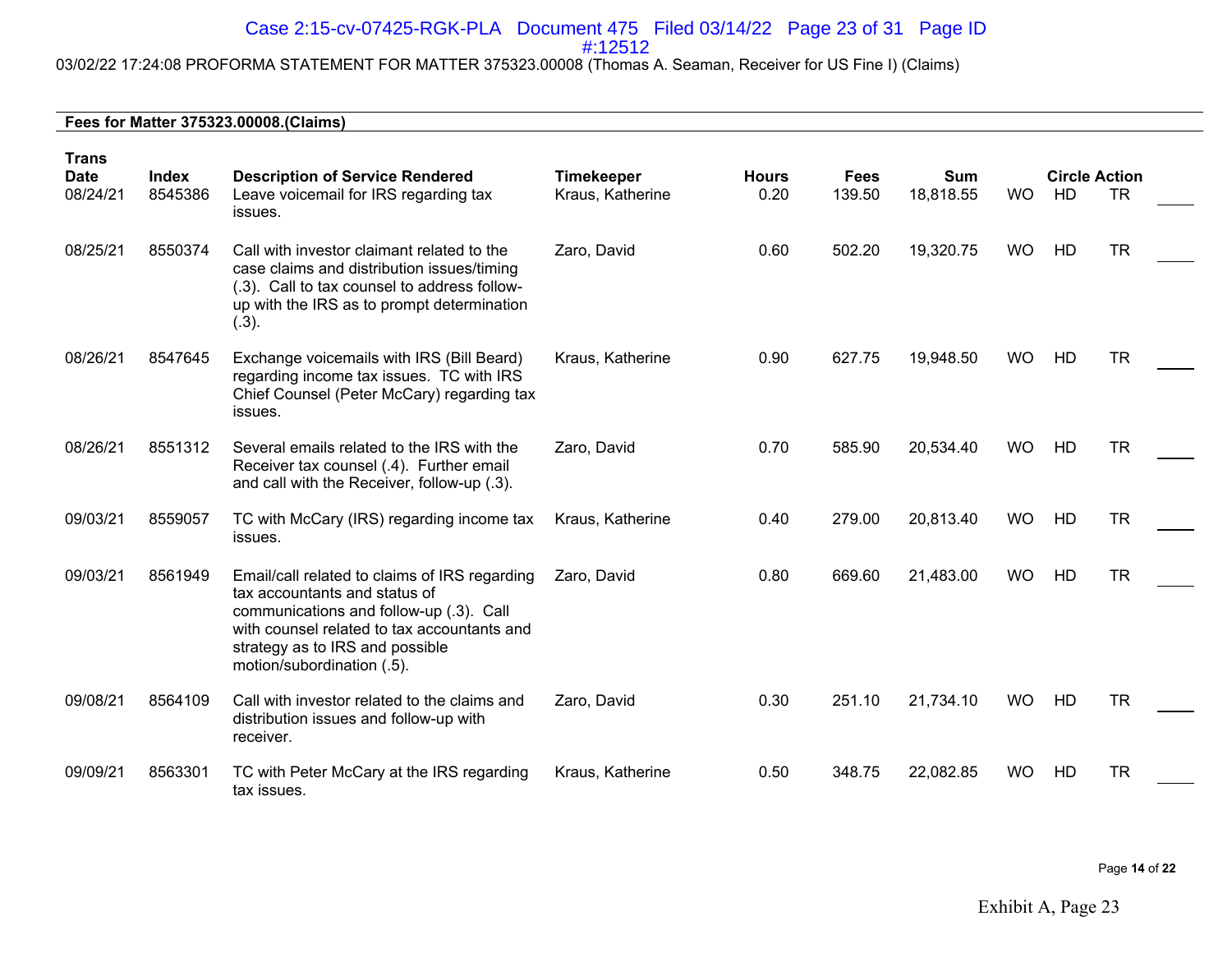03/02/22 17:24:08 PROFORMA STATEMENT FOR MATTER 375323.00008 (Thomas A. Seaman, Receiver for US Fine I) (Claims)

**Fees for Matter 375323.00008.(Claims)**

| Trans Date | Index | Description of Service Rendered | Timekeeper | Hours | Fees | Sum | Circle Action | | | |
|---|---|---|---|---|---|---|---|---|---|---|
| 08/24/21 | 8545386 | Leave voicemail for IRS regarding tax issues. | Kraus, Katherine | 0.20 | 139.50 | 18,818.55 | WO | HD | TR | ____ |
| 08/25/21 | 8550374 | Call with investor claimant related to the case claims and distribution issues/timing (.3). Call to tax counsel to address follow-up with the IRS as to prompt determination (.3). | Zaro, David | 0.60 | 502.20 | 19,320.75 | WO | HD | TR | ____ |
| 08/26/21 | 8547645 | Exchange voicemails with IRS (Bill Beard) regarding income tax issues. TC with IRS Chief Counsel (Peter McCary) regarding tax issues. | Kraus, Katherine | 0.90 | 627.75 | 19,948.50 | WO | HD | TR | ____ |
| 08/26/21 | 8551312 | Several emails related to the IRS with the Receiver tax counsel (.4). Further email and call with the Receiver, follow-up (.3). | Zaro, David | 0.70 | 585.90 | 20,534.40 | WO | HD | TR | ____ |
| 09/03/21 | 8559057 | TC with McCary (IRS) regarding income tax issues. | Kraus, Katherine | 0.40 | 279.00 | 20,813.40 | WO | HD | TR | ____ |
| 09/03/21 | 8561949 | Email/call related to claims of IRS regarding tax accountants and status of communications and follow-up (.3). Call with counsel related to tax accountants and strategy as to IRS and possible motion/subordination (.5). | Zaro, David | 0.80 | 669.60 | 21,483.00 | WO | HD | TR | ____ |
| 09/08/21 | 8564109 | Call with investor related to the claims and distribution issues and follow-up with receiver. | Zaro, David | 0.30 | 251.10 | 21,734.10 | WO | HD | TR | ____ |
| 09/09/21 | 8563301 | TC with Peter McCary at the IRS regarding tax issues. | Kraus, Katherine | 0.50 | 348.75 | 22,082.85 | WO | HD | TR | ____ |

Exhibit A, Page 23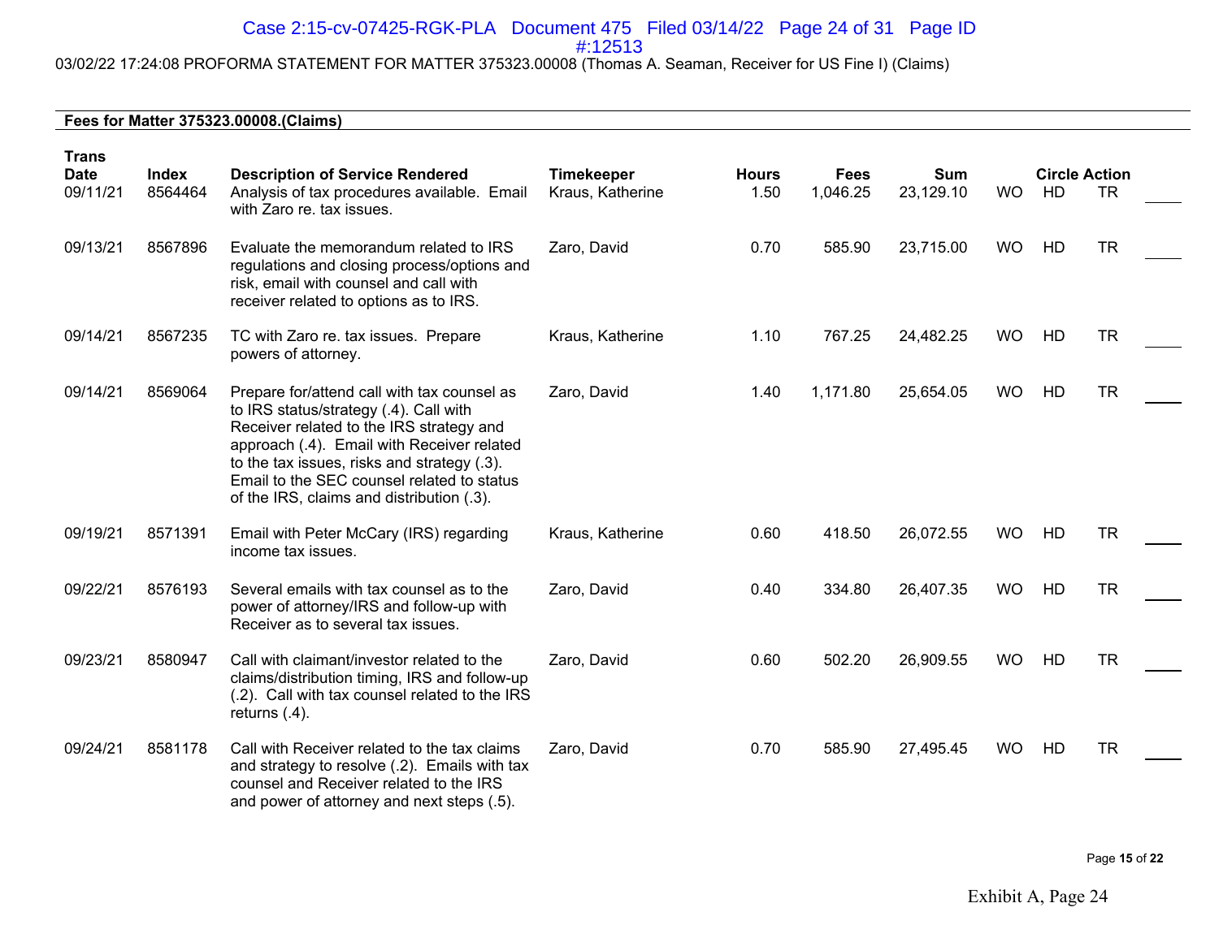03/02/22 17:24:08 PROFORMA STATEMENT FOR MATTER 375323.00008 (Thomas A. Seaman, Receiver for US Fine I) (Claims)

**Fees for Matter 375323.00008.(Claims)**

| Trans Date | Index | Description of Service Rendered | Timekeeper | Hours | Fees | Sum | | Circle Action | | |
|---|---|---|---|---|---|---|---|---|---|---|
| 09/11/21 | 8564464 | Analysis of tax procedures available. Email with Zaro re. tax issues. | Kraus, Katherine | 1.50 | 1,046.25 | 23,129.10 | WO | HD | TR | ____ |
| 09/13/21 | 8567896 | Evaluate the memorandum related to IRS regulations and closing process/options and risk, email with counsel and call with receiver related to options as to IRS. | Zaro, David | 0.70 | 585.90 | 23,715.00 | WO | HD | TR | ____ |
| 09/14/21 | 8567235 | TC with Zaro re. tax issues. Prepare powers of attorney. | Kraus, Katherine | 1.10 | 767.25 | 24,482.25 | WO | HD | TR | ____ |
| 09/14/21 | 8569064 | Prepare for/attend call with tax counsel as to IRS status/strategy (.4). Call with Receiver related to the IRS strategy and approach (.4). Email with Receiver related to the tax issues, risks and strategy (.3). Email to the SEC counsel related to status of the IRS, claims and distribution (.3). | Zaro, David | 1.40 | 1,171.80 | 25,654.05 | WO | HD | TR | ____ |
| 09/19/21 | 8571391 | Email with Peter McCary (IRS) regarding income tax issues. | Kraus, Katherine | 0.60 | 418.50 | 26,072.55 | WO | HD | TR | ____ |
| 09/22/21 | 8576193 | Several emails with tax counsel as to the power of attorney/IRS and follow-up with Receiver as to several tax issues. | Zaro, David | 0.40 | 334.80 | 26,407.35 | WO | HD | TR | ____ |
| 09/23/21 | 8580947 | Call with claimant/investor related to the claims/distribution timing, IRS and follow-up (.2). Call with tax counsel related to the IRS returns (.4). | Zaro, David | 0.60 | 502.20 | 26,909.55 | WO | HD | TR | ____ |
| 09/24/21 | 8581178 | Call with Receiver related to the tax claims and strategy to resolve (.2). Emails with tax counsel and Receiver related to the IRS and power of attorney and next steps (.5). | Zaro, David | 0.70 | 585.90 | 27,495.45 | WO | HD | TR | ____ |

Exhibit A, Page 24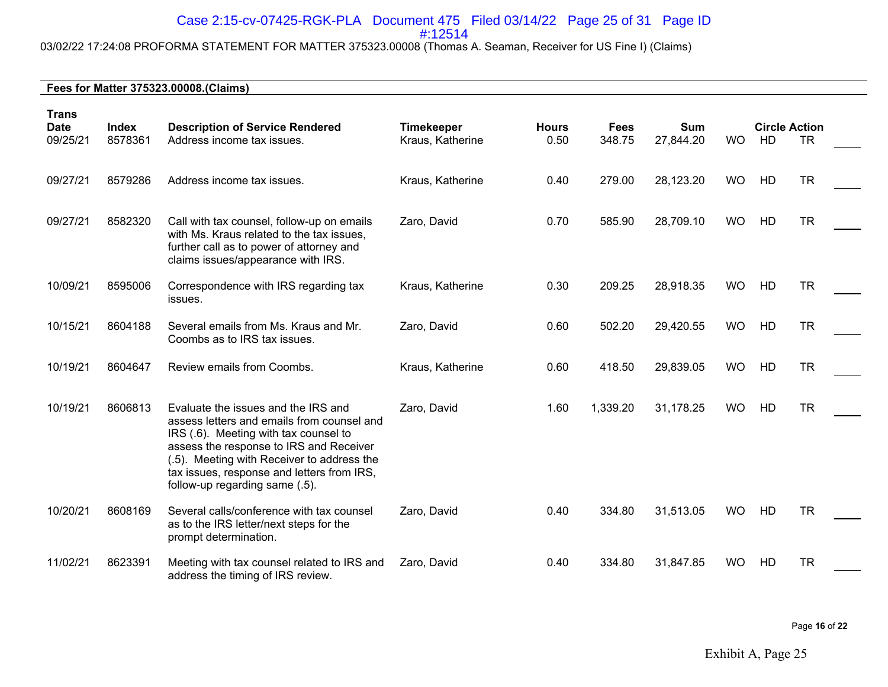03/02/22 17:24:08 PROFORMA STATEMENT FOR MATTER 375323.00008 (Thomas A. Seaman, Receiver for US Fine I) (Claims)

**Fees for Matter 375323.00008.(Claims)**

| Trans Date | Index | Description of Service Rendered | Timekeeper | Hours | Fees | Sum | Circle Action | | | |
|---|---|---|---|---|---|---|---|---|---|---|
| 09/25/21 | 8578361 | Address income tax issues. | Kraus, Katherine | 0.50 | 348.75 | 27,844.20 | WO | HD | TR | ____ |
| 09/27/21 | 8579286 | Address income tax issues. | Kraus, Katherine | 0.40 | 279.00 | 28,123.20 | WO | HD | TR | ____ |
| 09/27/21 | 8582320 | Call with tax counsel, follow-up on emails with Ms. Kraus related to the tax issues, further call as to power of attorney and claims issues/appearance with IRS. | Zaro, David | 0.70 | 585.90 | 28,709.10 | WO | HD | TR | ____ |
| 10/09/21 | 8595006 | Correspondence with IRS regarding tax issues. | Kraus, Katherine | 0.30 | 209.25 | 28,918.35 | WO | HD | TR | ____ |
| 10/15/21 | 8604188 | Several emails from Ms. Kraus and Mr. Coombs as to IRS tax issues. | Zaro, David | 0.60 | 502.20 | 29,420.55 | WO | HD | TR | ____ |
| 10/19/21 | 8604647 | Review emails from Coombs. | Kraus, Katherine | 0.60 | 418.50 | 29,839.05 | WO | HD | TR | ____ |
| 10/19/21 | 8606813 | Evaluate the issues and the IRS and assess letters and emails from counsel and IRS (.6). Meeting with tax counsel to assess the response to IRS and Receiver (.5). Meeting with Receiver to address the tax issues, response and letters from IRS, follow-up regarding same (.5). | Zaro, David | 1.60 | 1,339.20 | 31,178.25 | WO | HD | TR | ____ |
| 10/20/21 | 8608169 | Several calls/conference with tax counsel as to the IRS letter/next steps for the prompt determination. | Zaro, David | 0.40 | 334.80 | 31,513.05 | WO | HD | TR | ____ |
| 11/02/21 | 8623391 | Meeting with tax counsel related to IRS and address the timing of IRS review. | Zaro, David | 0.40 | 334.80 | 31,847.85 | WO | HD | TR | ____ |

Exhibit A, Page 25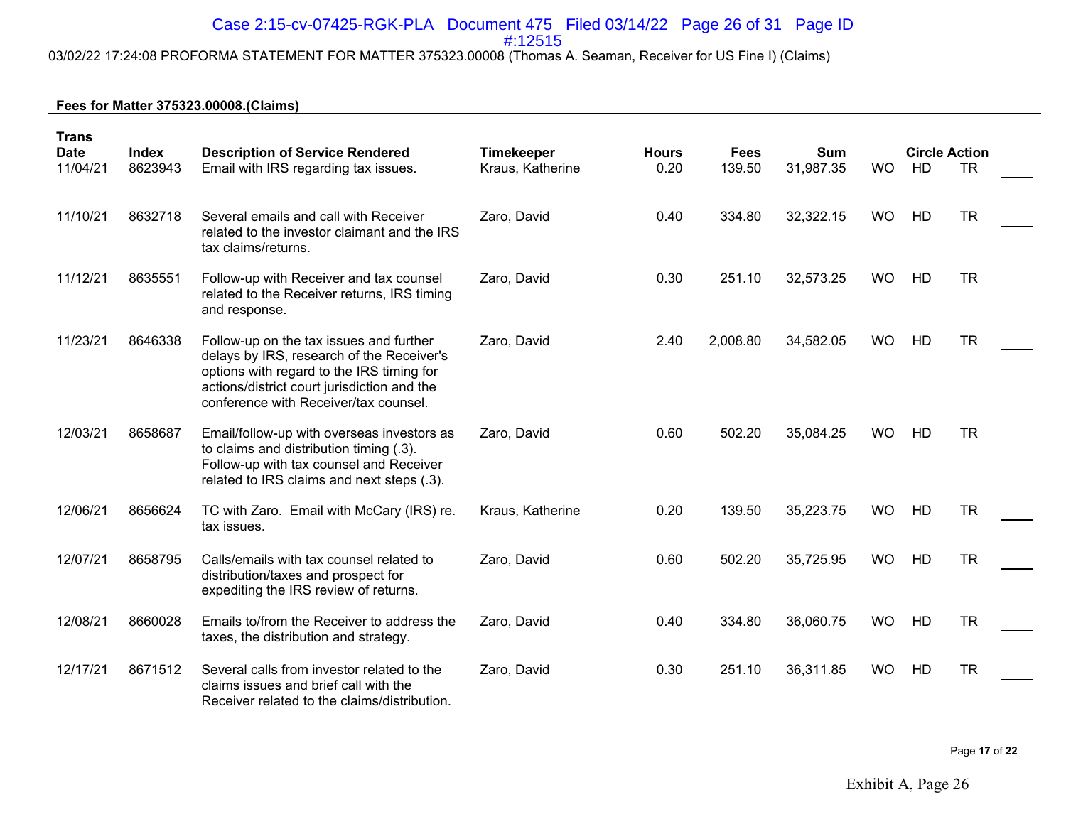03/02/22 17:24:08 PROFORMA STATEMENT FOR MATTER 375323.00008 (Thomas A. Seaman, Receiver for US Fine I) (Claims)

**Fees for Matter 375323.00008.(Claims)**

| Trans Date | Index | Description of Service Rendered | Timekeeper | Hours | Fees | Sum | | Circle Action | | |
|---|---|---|---|---|---|---|---|---|---|---|
| 11/04/21 | 8623943 | Email with IRS regarding tax issues. | Kraus, Katherine | 0.20 | 139.50 | 31,987.35 | WO | HD | TR | ____ |
| 11/10/21 | 8632718 | Several emails and call with Receiver related to the investor claimant and the IRS tax claims/returns. | Zaro, David | 0.40 | 334.80 | 32,322.15 | WO | HD | TR | ____ |
| 11/12/21 | 8635551 | Follow-up with Receiver and tax counsel related to the Receiver returns, IRS timing and response. | Zaro, David | 0.30 | 251.10 | 32,573.25 | WO | HD | TR | ____ |
| 11/23/21 | 8646338 | Follow-up on the tax issues and further delays by IRS, research of the Receiver's options with regard to the IRS timing for actions/district court jurisdiction and the conference with Receiver/tax counsel. | Zaro, David | 2.40 | 2,008.80 | 34,582.05 | WO | HD | TR | ____ |
| 12/03/21 | 8658687 | Email/follow-up with overseas investors as to claims and distribution timing (.3). Follow-up with tax counsel and Receiver related to IRS claims and next steps (.3). | Zaro, David | 0.60 | 502.20 | 35,084.25 | WO | HD | TR | ____ |
| 12/06/21 | 8656624 | TC with Zaro. Email with McCary (IRS) re. tax issues. | Kraus, Katherine | 0.20 | 139.50 | 35,223.75 | WO | HD | TR | ____ |
| 12/07/21 | 8658795 | Calls/emails with tax counsel related to distribution/taxes and prospect for expediting the IRS review of returns. | Zaro, David | 0.60 | 502.20 | 35,725.95 | WO | HD | TR | ____ |
| 12/08/21 | 8660028 | Emails to/from the Receiver to address the taxes, the distribution and strategy. | Zaro, David | 0.40 | 334.80 | 36,060.75 | WO | HD | TR | ____ |
| 12/17/21 | 8671512 | Several calls from investor related to the claims issues and brief call with the Receiver related to the claims/distribution. | Zaro, David | 0.30 | 251.10 | 36,311.85 | WO | HD | TR | ____ |

Exhibit A, Page 26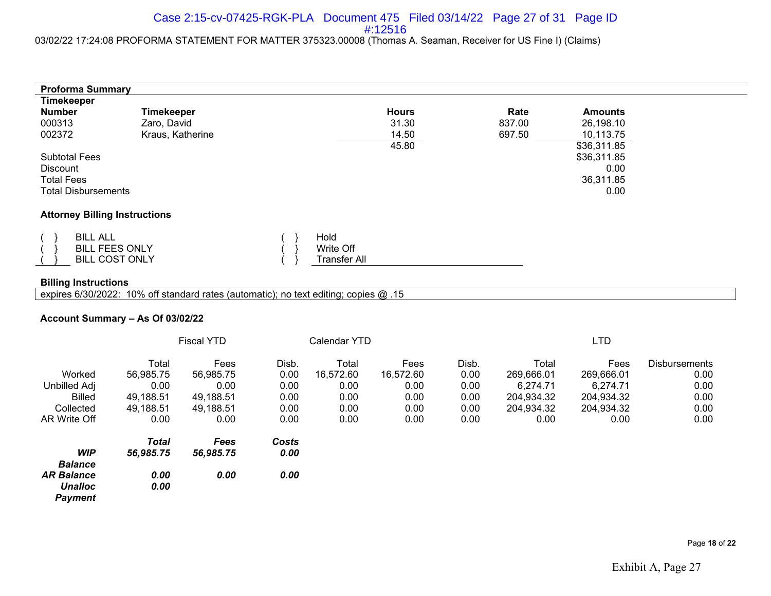03/02/22 17:24:08 PROFORMA STATEMENT FOR MATTER 375323.00008 (Thomas A. Seaman, Receiver for US Fine I) (Claims)

**Proforma Summary**

| Timekeeper Number | Timekeeper | Hours | Rate | Amounts |
|---|---|---|---|---|
| 000313 | Zaro, David | 31.30 | 837.00 | 26,198.10 |
| 002372 | Kraus, Katherine | 14.50 | 697.50 | 10,113.75 |
| | | 45.80 | | $36,311.85 |

| | |
|---|---|
| Subtotal Fees | $36,311.85 |
| Discount | 0.00 |
| Total Fees | 36,311.85 |
| Total Disbursements | 0.00 |

**Attorney Billing Instructions**

| | | | |
|---|---|---|---|
| ( } | BILL ALL | ( } | Hold |
| ( } | BILL FEES ONLY | ( } | Write Off |
| ( } | BILL COST ONLY | ( } | Transfer All |

**Billing Instructions**

expires 6/30/2022: 10% off standard rates (automatic); no text editing; copies @ .15

**Account Summary – As Of 03/02/22**

| | Fiscal YTD | | | Calendar YTD | | | LTD | | |
|---|---|---|---|---|---|---|---|---|---|
| | Total | Fees | Disb. | Total | Fees | Disb. | Total | Fees | Disbursements |
| Worked | 56,985.75 | 56,985.75 | 0.00 | 16,572.60 | 16,572.60 | 0.00 | 269,666.01 | 269,666.01 | 0.00 |
| Unbilled Adj | 0.00 | 0.00 | 0.00 | 0.00 | 0.00 | 0.00 | 6,274.71 | 6,274.71 | 0.00 |
| Billed | 49,188.51 | 49,188.51 | 0.00 | 0.00 | 0.00 | 0.00 | 204,934.32 | 204,934.32 | 0.00 |
| Collected | 49,188.51 | 49,188.51 | 0.00 | 0.00 | 0.00 | 0.00 | 204,934.32 | 204,934.32 | 0.00 |
| AR Write Off | 0.00 | 0.00 | 0.00 | 0.00 | 0.00 | 0.00 | 0.00 | 0.00 | 0.00 |

| | *Total* | *Fees* | *Costs* |
|---|---|---|---|
| ***WIP Balance*** | ***56,985.75*** | ***56,985.75*** | ***0.00*** |
| ***AR Balance*** | ***0.00*** | ***0.00*** | ***0.00*** |
| ***Unalloc Payment*** | ***0.00*** | | |

Page **18** of **22**

Exhibit A, Page 27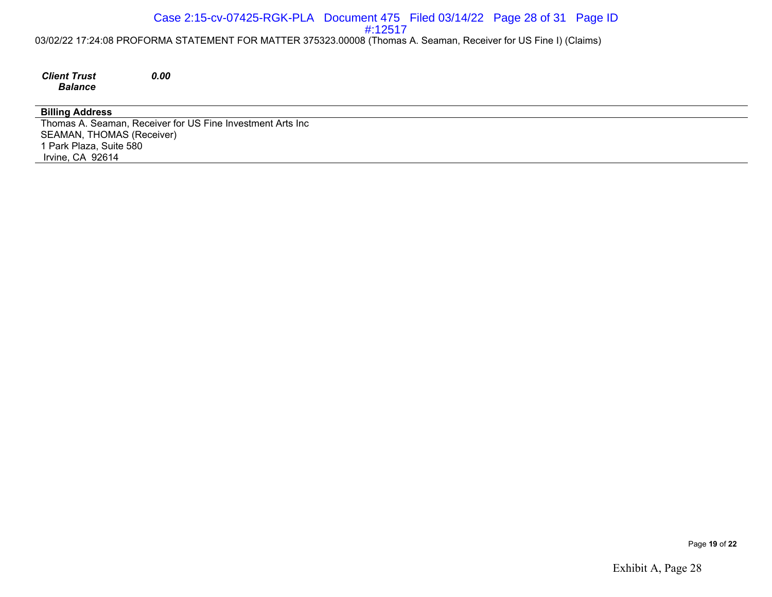***Client Trust Balance*** ***0.00***

**Billing Address**

Thomas A. Seaman, Receiver for US Fine Investment Arts Inc
SEAMAN, THOMAS (Receiver)
1 Park Plaza, Suite 580
Irvine, CA 92614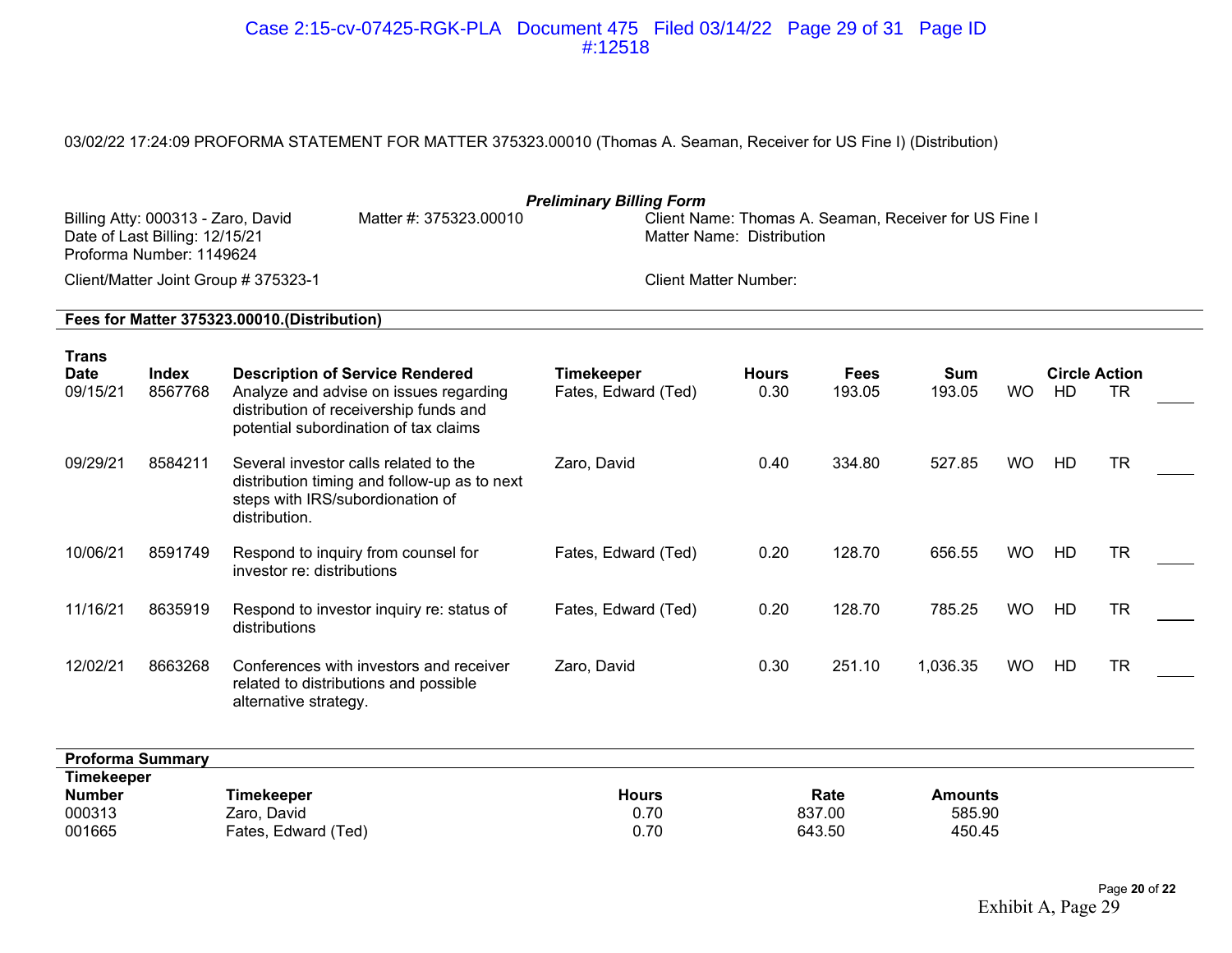03/02/22 17:24:09 PROFORMA STATEMENT FOR MATTER 375323.00010 (Thomas A. Seaman, Receiver for US Fine I) (Distribution)

***Preliminary Billing Form***

Billing Atty: 000313 - Zaro, David
Date of Last Billing: 12/15/21
Proforma Number: 1149624

Matter #: 375323.00010

Client Name: Thomas A. Seaman, Receiver for US Fine I
Matter Name: Distribution

Client/Matter Joint Group # 375323-1

Client Matter Number:

**Fees for Matter 375323.00010.(Distribution)**

| Trans Date | Index | Description of Service Rendered | Timekeeper | Hours | Fees | Sum | Circle Action | | | |
|---|---|---|---|---|---|---|---|---|---|---|
| 09/15/21 | 8567768 | Analyze and advise on issues regarding distribution of receivership funds and potential subordination of tax claims | Fates, Edward (Ted) | 0.30 | 193.05 | 193.05 | WO | HD | TR | ____ |
| 09/29/21 | 8584211 | Several investor calls related to the distribution timing and follow-up as to next steps with IRS/subordionation of distribution. | Zaro, David | 0.40 | 334.80 | 527.85 | WO | HD | TR | ____ |
| 10/06/21 | 8591749 | Respond to inquiry from counsel for investor re: distributions | Fates, Edward (Ted) | 0.20 | 128.70 | 656.55 | WO | HD | TR | ____ |
| 11/16/21 | 8635919 | Respond to investor inquiry re: status of distributions | Fates, Edward (Ted) | 0.20 | 128.70 | 785.25 | WO | HD | TR | ____ |
| 12/02/21 | 8663268 | Conferences with investors and receiver related to distributions and possible alternative strategy. | Zaro, David | 0.30 | 251.10 | 1,036.35 | WO | HD | TR | ____ |

**Proforma Summary**

| Timekeeper Number | Timekeeper | Hours | Rate | Amounts |
|---|---|---|---|---|
| 000313 | Zaro, David | 0.70 | 837.00 | 585.90 |
| 001665 | Fates, Edward (Ted) | 0.70 | 643.50 | 450.45 |

Exhibit A, Page 29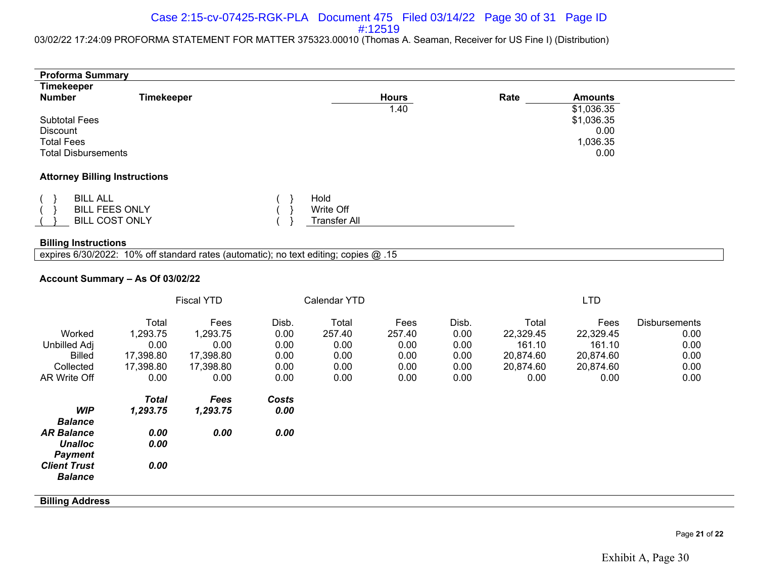03/02/22 17:24:09 PROFORMA STATEMENT FOR MATTER 375323.00010 (Thomas A. Seaman, Receiver for US Fine I) (Distribution)

**Proforma Summary**

| Timekeeper Number | Timekeeper | Hours | Rate | Amounts |
|---|---|---|---|---|
| | | 1.40 | | $1,036.35 |
| Subtotal Fees | | | | $1,036.35 |
| Discount | | | | 0.00 |
| Total Fees | | | | 1,036.35 |
| Total Disbursements | | | | 0.00 |

**Attorney Billing Instructions**

| | | | |
|---|---|---|---|
| ( } | BILL ALL | ( } | Hold |
| ( } | BILL FEES ONLY | ( } | Write Off |
| ( } | BILL COST ONLY | ( } | Transfer All |

**Billing Instructions**

expires 6/30/2022: 10% off standard rates (automatic); no text editing; copies @ .15

**Account Summary – As Of 03/02/22**

| | Fiscal YTD | | | Calendar YTD | | | LTD | | |
|---|---|---|---|---|---|---|---|---|---|
| | Total | Fees | Disb. | Total | Fees | Disb. | Total | Fees | Disbursements |
| Worked | 1,293.75 | 1,293.75 | 0.00 | 257.40 | 257.40 | 0.00 | 22,329.45 | 22,329.45 | 0.00 |
| Unbilled Adj | 0.00 | 0.00 | 0.00 | 0.00 | 0.00 | 0.00 | 161.10 | 161.10 | 0.00 |
| Billed | 17,398.80 | 17,398.80 | 0.00 | 0.00 | 0.00 | 0.00 | 20,874.60 | 20,874.60 | 0.00 |
| Collected | 17,398.80 | 17,398.80 | 0.00 | 0.00 | 0.00 | 0.00 | 20,874.60 | 20,874.60 | 0.00 |
| AR Write Off | 0.00 | 0.00 | 0.00 | 0.00 | 0.00 | 0.00 | 0.00 | 0.00 | 0.00 |

| | ***Total*** | ***Fees*** | ***Costs*** |
|---|---|---|---|
| ***WIP Balance*** | ***1,293.75*** | ***1,293.75*** | ***0.00*** |
| ***AR Balance*** | ***0.00*** | ***0.00*** | ***0.00*** |
| ***Unalloc Payment*** | ***0.00*** | | |
| ***Client Trust Balance*** | ***0.00*** | | |

**Billing Address**

Exhibit A, Page 30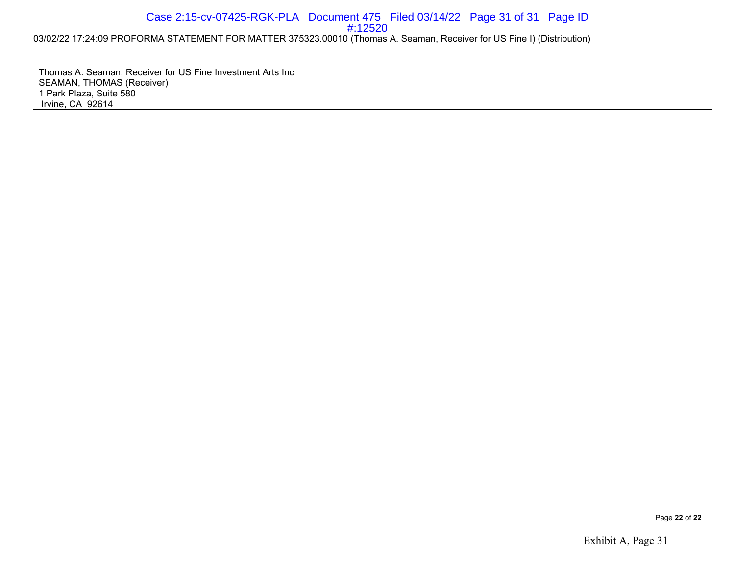03/02/22 17:24:09 PROFORMA STATEMENT FOR MATTER 375323.00010 (Thomas A. Seaman, Receiver for US Fine I) (Distribution)

Thomas A. Seaman, Receiver for US Fine Investment Arts Inc
SEAMAN, THOMAS (Receiver)
1 Park Plaza, Suite 580
Irvine, CA 92614

Exhibit A, Page 31